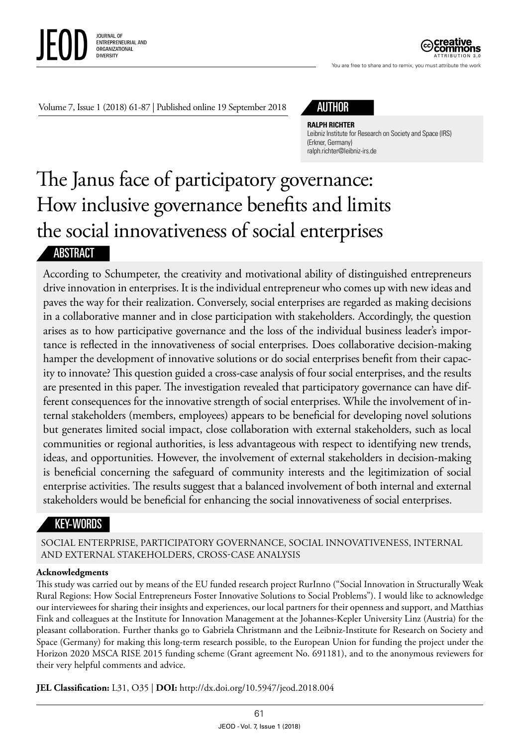Volume 7, Issue 1 (2018) 61-87 | Published online 19 September 2018

**AUTHOR**

**RALPH RICHTER**
Leibniz Institute for Research on Society and Space (IRS)
(Erkner, Germany)
ralph.richter@leibniz-irs.de

# The Janus face of participatory governance: How inclusive governance benefits and limits the social innovativeness of social enterprises

## ABSTRACT

According to Schumpeter, the creativity and motivational ability of distinguished entrepreneurs drive innovation in enterprises. It is the individual entrepreneur who comes up with new ideas and paves the way for their realization. Conversely, social enterprises are regarded as making decisions in a collaborative manner and in close participation with stakeholders. Accordingly, the question arises as to how participative governance and the loss of the individual business leader's importance is reflected in the innovativeness of social enterprises. Does collaborative decision-making hamper the development of innovative solutions or do social enterprises benefit from their capacity to innovate? This question guided a cross-case analysis of four social enterprises, and the results are presented in this paper. The investigation revealed that participatory governance can have different consequences for the innovative strength of social enterprises. While the involvement of internal stakeholders (members, employees) appears to be beneficial for developing novel solutions but generates limited social impact, close collaboration with external stakeholders, such as local communities or regional authorities, is less advantageous with respect to identifying new trends, ideas, and opportunities. However, the involvement of external stakeholders in decision-making is beneficial concerning the safeguard of community interests and the legitimization of social enterprise activities. The results suggest that a balanced involvement of both internal and external stakeholders would be beneficial for enhancing the social innovativeness of social enterprises.

## KEY-WORDS

SOCIAL ENTERPRISE, PARTICIPATORY GOVERNANCE, SOCIAL INNOVATIVENESS, INTERNAL AND EXTERNAL STAKEHOLDERS, CROSS-CASE ANALYSIS

**Acknowledgments**

This study was carried out by means of the EU funded research project RurInno ("Social Innovation in Structurally Weak Rural Regions: How Social Entrepreneurs Foster Innovative Solutions to Social Problems"). I would like to acknowledge our interviewees for sharing their insights and experiences, our local partners for their openness and support, and Matthias Fink and colleagues at the Institute for Innovation Management at the Johannes-Kepler University Linz (Austria) for the pleasant collaboration. Further thanks go to Gabriela Christmann and the Leibniz-Institute for Research on Society and Space (Germany) for making this long-term research possible, to the European Union for funding the project under the Horizon 2020 MSCA RISE 2015 funding scheme (Grant agreement No. 691181), and to the anonymous reviewers for their very helpful comments and advice.

**JEL Classification:** L31, O35 | **DOI:** http://dx.doi.org/10.5947/jeod.2018.004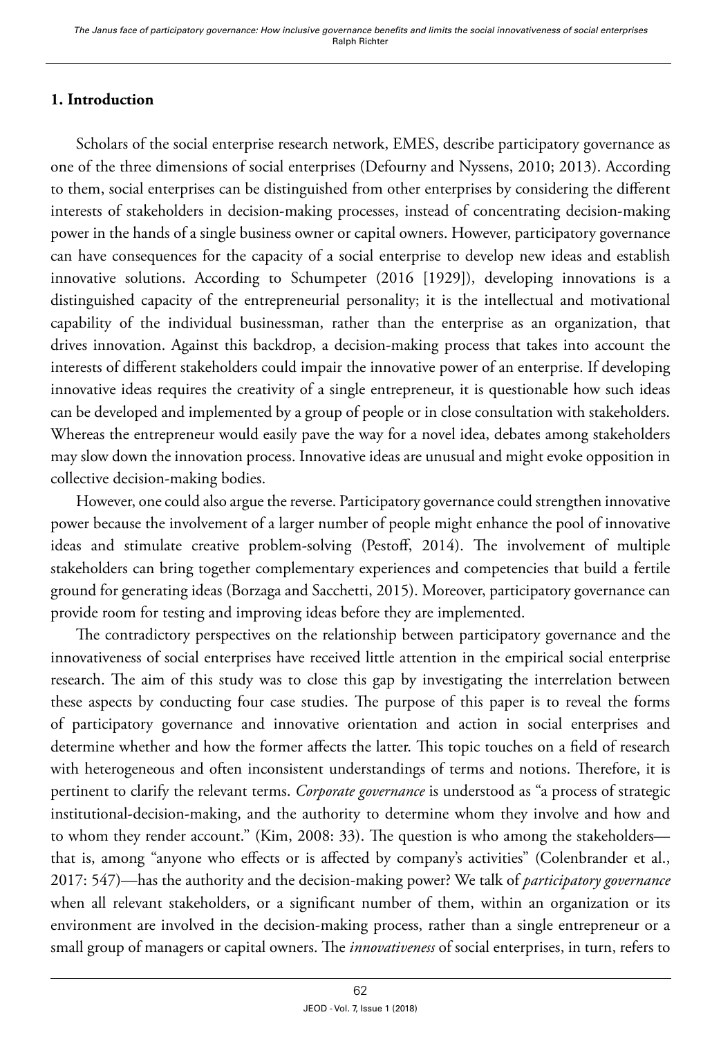## 1. Introduction

Scholars of the social enterprise research network, EMES, describe participatory governance as one of the three dimensions of social enterprises (Defourny and Nyssens, 2010; 2013). According to them, social enterprises can be distinguished from other enterprises by considering the different interests of stakeholders in decision-making processes, instead of concentrating decision-making power in the hands of a single business owner or capital owners. However, participatory governance can have consequences for the capacity of a social enterprise to develop new ideas and establish innovative solutions. According to Schumpeter (2016 [1929]), developing innovations is a distinguished capacity of the entrepreneurial personality; it is the intellectual and motivational capability of the individual businessman, rather than the enterprise as an organization, that drives innovation. Against this backdrop, a decision-making process that takes into account the interests of different stakeholders could impair the innovative power of an enterprise. If developing innovative ideas requires the creativity of a single entrepreneur, it is questionable how such ideas can be developed and implemented by a group of people or in close consultation with stakeholders. Whereas the entrepreneur would easily pave the way for a novel idea, debates among stakeholders may slow down the innovation process. Innovative ideas are unusual and might evoke opposition in collective decision-making bodies.

However, one could also argue the reverse. Participatory governance could strengthen innovative power because the involvement of a larger number of people might enhance the pool of innovative ideas and stimulate creative problem-solving (Pestoff, 2014). The involvement of multiple stakeholders can bring together complementary experiences and competencies that build a fertile ground for generating ideas (Borzaga and Sacchetti, 2015). Moreover, participatory governance can provide room for testing and improving ideas before they are implemented.

The contradictory perspectives on the relationship between participatory governance and the innovativeness of social enterprises have received little attention in the empirical social enterprise research. The aim of this study was to close this gap by investigating the interrelation between these aspects by conducting four case studies. The purpose of this paper is to reveal the forms of participatory governance and innovative orientation and action in social enterprises and determine whether and how the former affects the latter. This topic touches on a field of research with heterogeneous and often inconsistent understandings of terms and notions. Therefore, it is pertinent to clarify the relevant terms. *Corporate governance* is understood as "a process of strategic institutional-decision-making, and the authority to determine whom they involve and how and to whom they render account." (Kim, 2008: 33). The question is who among the stakeholders—that is, among "anyone who effects or is affected by company's activities" (Colenbrander et al., 2017: 547)—has the authority and the decision-making power? We talk of *participatory governance* when all relevant stakeholders, or a significant number of them, within an organization or its environment are involved in the decision-making process, rather than a single entrepreneur or a small group of managers or capital owners. The *innovativeness* of social enterprises, in turn, refers to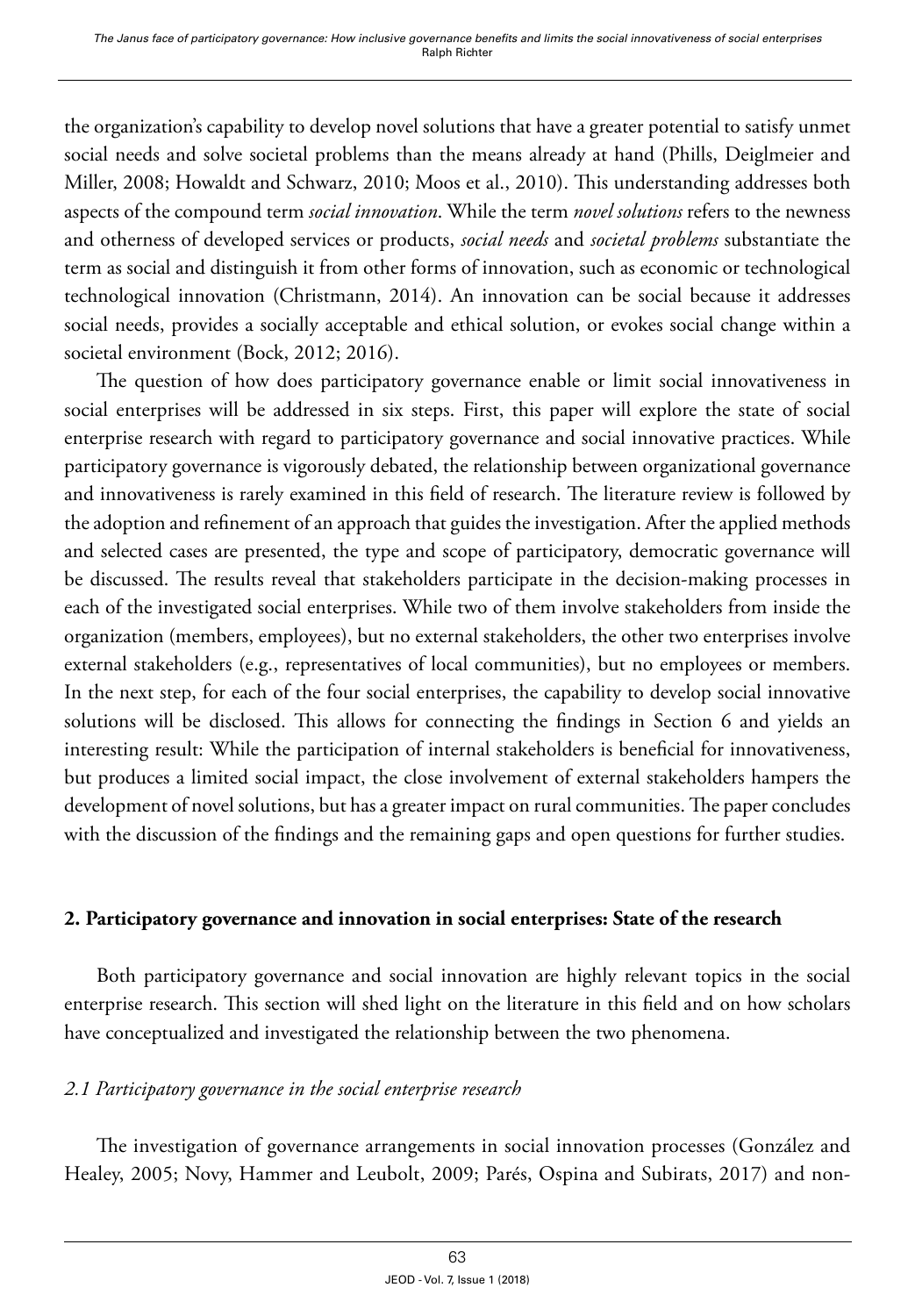the organization's capability to develop novel solutions that have a greater potential to satisfy unmet social needs and solve societal problems than the means already at hand (Phills, Deiglmeier and Miller, 2008; Howaldt and Schwarz, 2010; Moos et al., 2010). This understanding addresses both aspects of the compound term *social innovation*. While the term *novel solutions* refers to the newness and otherness of developed services or products, *social needs* and *societal problems* substantiate the term as social and distinguish it from other forms of innovation, such as economic or technological technological innovation (Christmann, 2014). An innovation can be social because it addresses social needs, provides a socially acceptable and ethical solution, or evokes social change within a societal environment (Bock, 2012; 2016).

The question of how does participatory governance enable or limit social innovativeness in social enterprises will be addressed in six steps. First, this paper will explore the state of social enterprise research with regard to participatory governance and social innovative practices. While participatory governance is vigorously debated, the relationship between organizational governance and innovativeness is rarely examined in this field of research. The literature review is followed by the adoption and refinement of an approach that guides the investigation. After the applied methods and selected cases are presented, the type and scope of participatory, democratic governance will be discussed. The results reveal that stakeholders participate in the decision-making processes in each of the investigated social enterprises. While two of them involve stakeholders from inside the organization (members, employees), but no external stakeholders, the other two enterprises involve external stakeholders (e.g., representatives of local communities), but no employees or members. In the next step, for each of the four social enterprises, the capability to develop social innovative solutions will be disclosed. This allows for connecting the findings in Section 6 and yields an interesting result: While the participation of internal stakeholders is beneficial for innovativeness, but produces a limited social impact, the close involvement of external stakeholders hampers the development of novel solutions, but has a greater impact on rural communities. The paper concludes with the discussion of the findings and the remaining gaps and open questions for further studies.

## 2. Participatory governance and innovation in social enterprises: State of the research

Both participatory governance and social innovation are highly relevant topics in the social enterprise research. This section will shed light on the literature in this field and on how scholars have conceptualized and investigated the relationship between the two phenomena.

### *2.1 Participatory governance in the social enterprise research*

The investigation of governance arrangements in social innovation processes (González and Healey, 2005; Novy, Hammer and Leubolt, 2009; Parés, Ospina and Subirats, 2017) and non-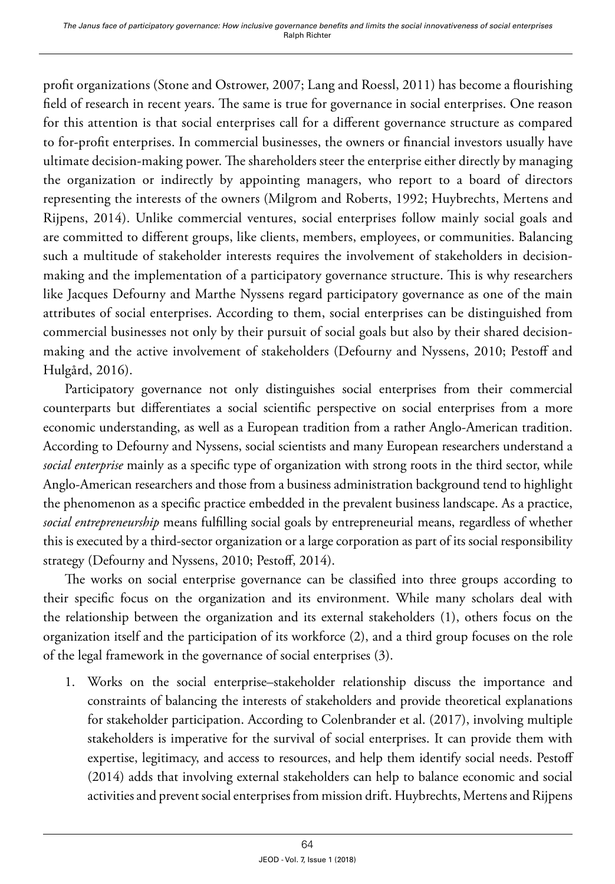profit organizations (Stone and Ostrower, 2007; Lang and Roessl, 2011) has become a flourishing field of research in recent years. The same is true for governance in social enterprises. One reason for this attention is that social enterprises call for a different governance structure as compared to for-profit enterprises. In commercial businesses, the owners or financial investors usually have ultimate decision-making power. The shareholders steer the enterprise either directly by managing the organization or indirectly by appointing managers, who report to a board of directors representing the interests of the owners (Milgrom and Roberts, 1992; Huybrechts, Mertens and Rijpens, 2014). Unlike commercial ventures, social enterprises follow mainly social goals and are committed to different groups, like clients, members, employees, or communities. Balancing such a multitude of stakeholder interests requires the involvement of stakeholders in decision-making and the implementation of a participatory governance structure. This is why researchers like Jacques Defourny and Marthe Nyssens regard participatory governance as one of the main attributes of social enterprises. According to them, social enterprises can be distinguished from commercial businesses not only by their pursuit of social goals but also by their shared decision-making and the active involvement of stakeholders (Defourny and Nyssens, 2010; Pestoff and Hulgård, 2016).

Participatory governance not only distinguishes social enterprises from their commercial counterparts but differentiates a social scientific perspective on social enterprises from a more economic understanding, as well as a European tradition from a rather Anglo-American tradition. According to Defourny and Nyssens, social scientists and many European researchers understand a *social enterprise* mainly as a specific type of organization with strong roots in the third sector, while Anglo-American researchers and those from a business administration background tend to highlight the phenomenon as a specific practice embedded in the prevalent business landscape. As a practice, *social entrepreneurship* means fulfilling social goals by entrepreneurial means, regardless of whether this is executed by a third-sector organization or a large corporation as part of its social responsibility strategy (Defourny and Nyssens, 2010; Pestoff, 2014).

The works on social enterprise governance can be classified into three groups according to their specific focus on the organization and its environment. While many scholars deal with the relationship between the organization and its external stakeholders (1), others focus on the organization itself and the participation of its workforce (2), and a third group focuses on the role of the legal framework in the governance of social enterprises (3).

1. Works on the social enterprise–stakeholder relationship discuss the importance and constraints of balancing the interests of stakeholders and provide theoretical explanations for stakeholder participation. According to Colenbrander et al. (2017), involving multiple stakeholders is imperative for the survival of social enterprises. It can provide them with expertise, legitimacy, and access to resources, and help them identify social needs. Pestoff (2014) adds that involving external stakeholders can help to balance economic and social activities and prevent social enterprises from mission drift. Huybrechts, Mertens and Rijpens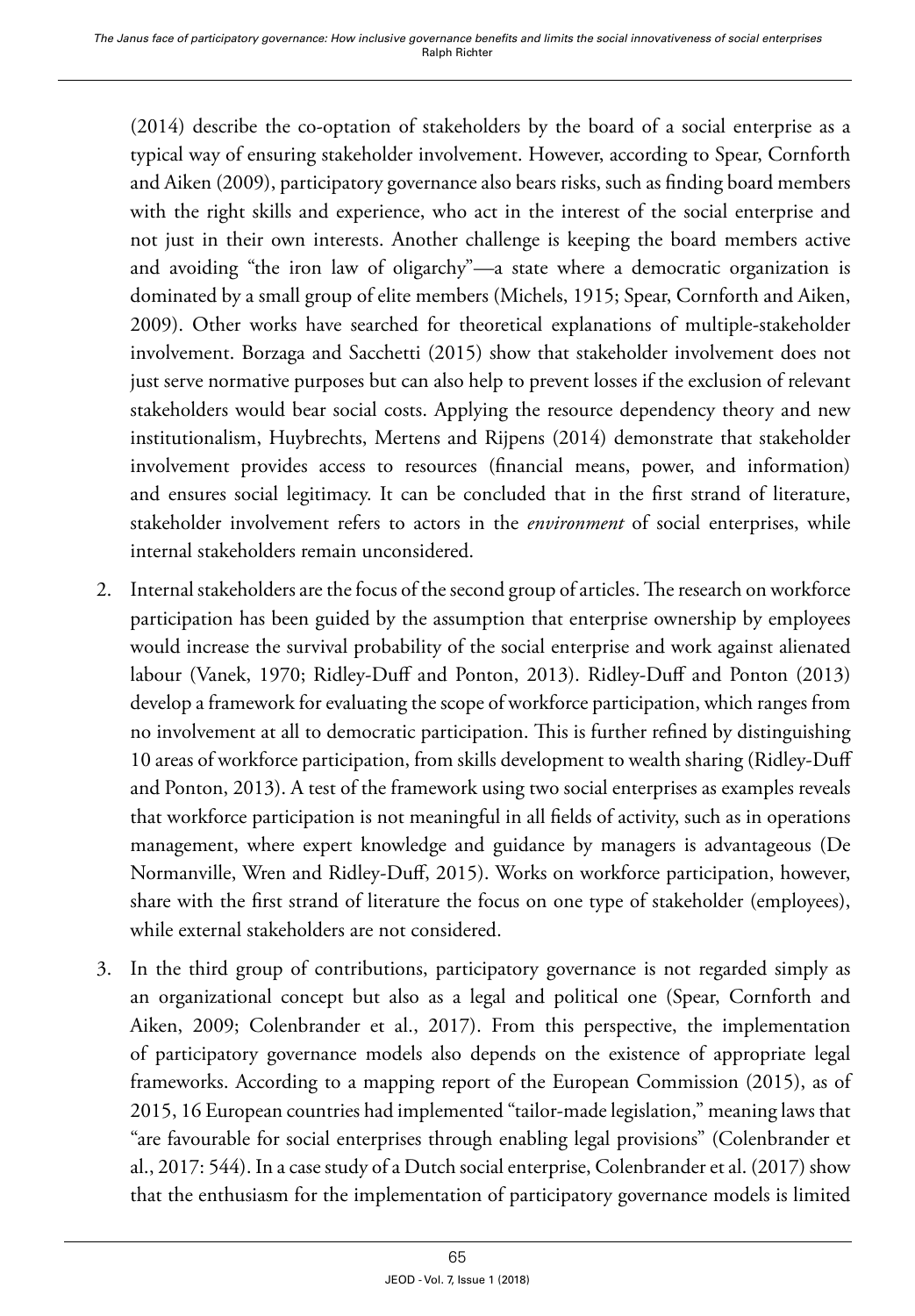(2014) describe the co-optation of stakeholders by the board of a social enterprise as a typical way of ensuring stakeholder involvement. However, according to Spear, Cornforth and Aiken (2009), participatory governance also bears risks, such as finding board members with the right skills and experience, who act in the interest of the social enterprise and not just in their own interests. Another challenge is keeping the board members active and avoiding "the iron law of oligarchy"—a state where a democratic organization is dominated by a small group of elite members (Michels, 1915; Spear, Cornforth and Aiken, 2009). Other works have searched for theoretical explanations of multiple-stakeholder involvement. Borzaga and Sacchetti (2015) show that stakeholder involvement does not just serve normative purposes but can also help to prevent losses if the exclusion of relevant stakeholders would bear social costs. Applying the resource dependency theory and new institutionalism, Huybrechts, Mertens and Rijpens (2014) demonstrate that stakeholder involvement provides access to resources (financial means, power, and information) and ensures social legitimacy. It can be concluded that in the first strand of literature, stakeholder involvement refers to actors in the *environment* of social enterprises, while internal stakeholders remain unconsidered.

2. Internal stakeholders are the focus of the second group of articles. The research on workforce participation has been guided by the assumption that enterprise ownership by employees would increase the survival probability of the social enterprise and work against alienated labour (Vanek, 1970; Ridley-Duff and Ponton, 2013). Ridley-Duff and Ponton (2013) develop a framework for evaluating the scope of workforce participation, which ranges from no involvement at all to democratic participation. This is further refined by distinguishing 10 areas of workforce participation, from skills development to wealth sharing (Ridley-Duff and Ponton, 2013). A test of the framework using two social enterprises as examples reveals that workforce participation is not meaningful in all fields of activity, such as in operations management, where expert knowledge and guidance by managers is advantageous (De Normanville, Wren and Ridley-Duff, 2015). Works on workforce participation, however, share with the first strand of literature the focus on one type of stakeholder (employees), while external stakeholders are not considered.

3. In the third group of contributions, participatory governance is not regarded simply as an organizational concept but also as a legal and political one (Spear, Cornforth and Aiken, 2009; Colenbrander et al., 2017). From this perspective, the implementation of participatory governance models also depends on the existence of appropriate legal frameworks. According to a mapping report of the European Commission (2015), as of 2015, 16 European countries had implemented "tailor-made legislation," meaning laws that "are favourable for social enterprises through enabling legal provisions" (Colenbrander et al., 2017: 544). In a case study of a Dutch social enterprise, Colenbrander et al. (2017) show that the enthusiasm for the implementation of participatory governance models is limited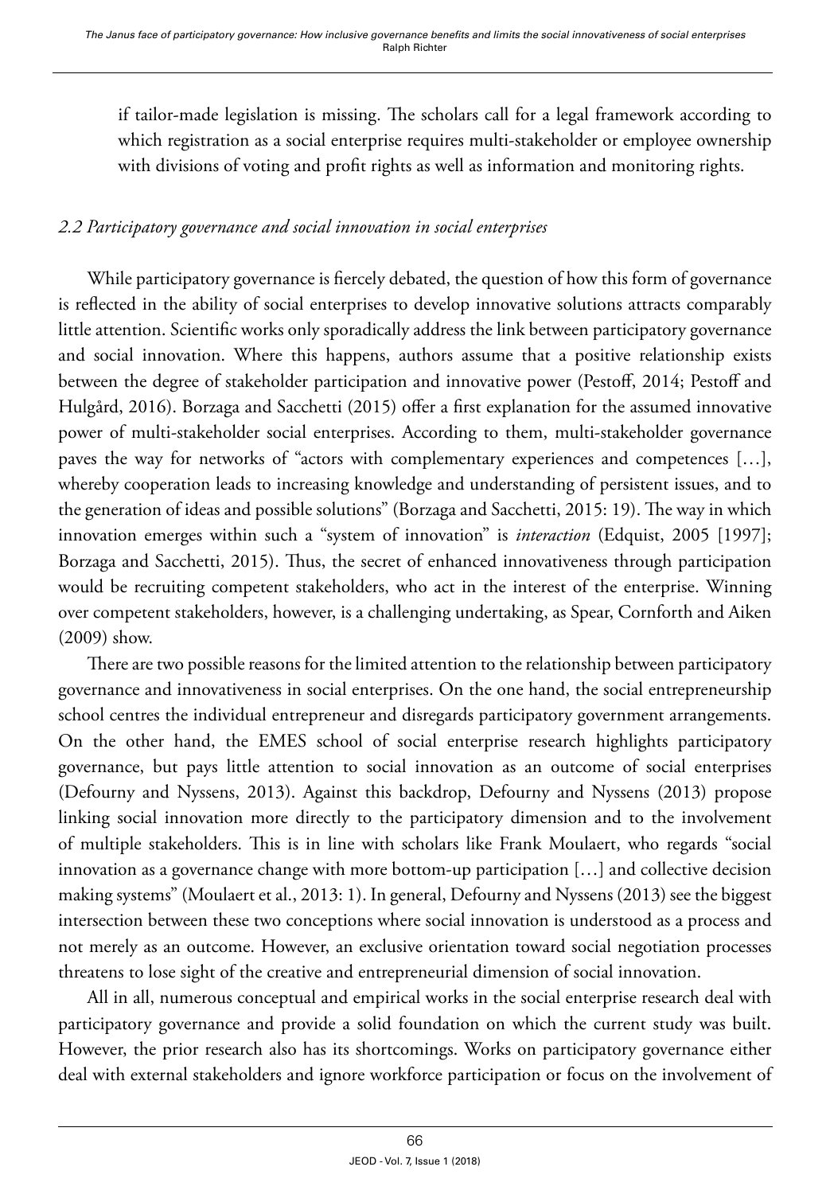if tailor-made legislation is missing. The scholars call for a legal framework according to which registration as a social enterprise requires multi-stakeholder or employee ownership with divisions of voting and profit rights as well as information and monitoring rights.

### *2.2 Participatory governance and social innovation in social enterprises*

While participatory governance is fiercely debated, the question of how this form of governance is reflected in the ability of social enterprises to develop innovative solutions attracts comparably little attention. Scientific works only sporadically address the link between participatory governance and social innovation. Where this happens, authors assume that a positive relationship exists between the degree of stakeholder participation and innovative power (Pestoff, 2014; Pestoff and Hulgård, 2016). Borzaga and Sacchetti (2015) offer a first explanation for the assumed innovative power of multi-stakeholder social enterprises. According to them, multi-stakeholder governance paves the way for networks of "actors with complementary experiences and competences […], whereby cooperation leads to increasing knowledge and understanding of persistent issues, and to the generation of ideas and possible solutions" (Borzaga and Sacchetti, 2015: 19). The way in which innovation emerges within such a "system of innovation" is *interaction* (Edquist, 2005 [1997]; Borzaga and Sacchetti, 2015). Thus, the secret of enhanced innovativeness through participation would be recruiting competent stakeholders, who act in the interest of the enterprise. Winning over competent stakeholders, however, is a challenging undertaking, as Spear, Cornforth and Aiken (2009) show.

There are two possible reasons for the limited attention to the relationship between participatory governance and innovativeness in social enterprises. On the one hand, the social entrepreneurship school centres the individual entrepreneur and disregards participatory government arrangements. On the other hand, the EMES school of social enterprise research highlights participatory governance, but pays little attention to social innovation as an outcome of social enterprises (Defourny and Nyssens, 2013). Against this backdrop, Defourny and Nyssens (2013) propose linking social innovation more directly to the participatory dimension and to the involvement of multiple stakeholders. This is in line with scholars like Frank Moulaert, who regards "social innovation as a governance change with more bottom-up participation […] and collective decision making systems" (Moulaert et al., 2013: 1). In general, Defourny and Nyssens (2013) see the biggest intersection between these two conceptions where social innovation is understood as a process and not merely as an outcome. However, an exclusive orientation toward social negotiation processes threatens to lose sight of the creative and entrepreneurial dimension of social innovation.

All in all, numerous conceptual and empirical works in the social enterprise research deal with participatory governance and provide a solid foundation on which the current study was built. However, the prior research also has its shortcomings. Works on participatory governance either deal with external stakeholders and ignore workforce participation or focus on the involvement of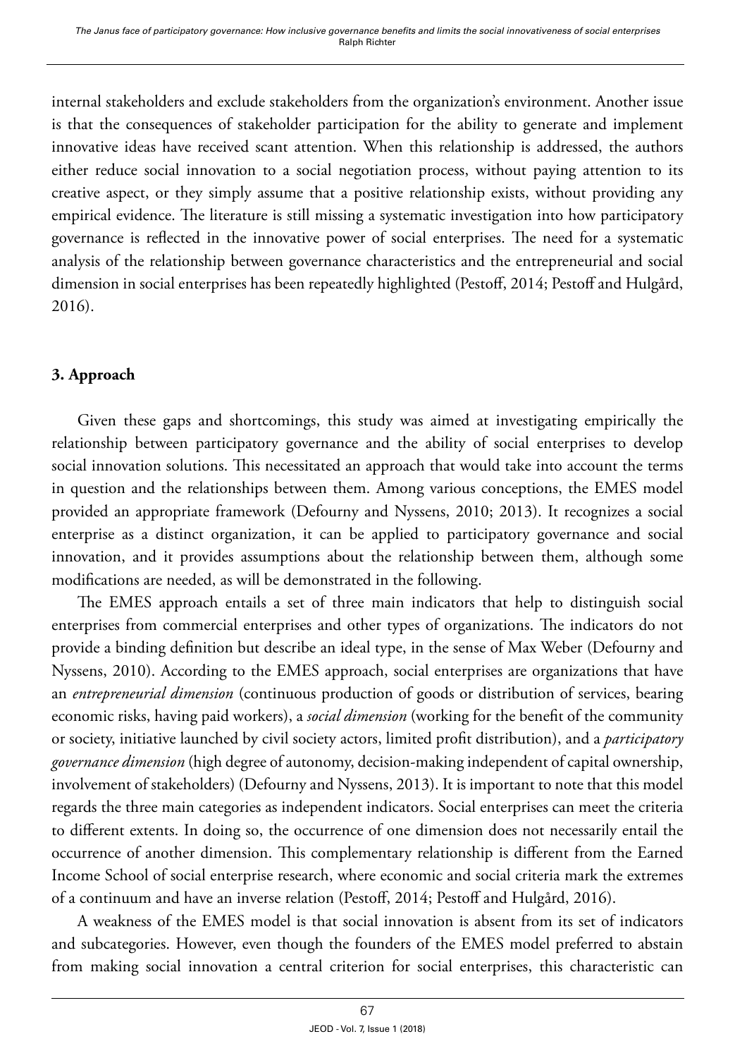internal stakeholders and exclude stakeholders from the organization's environment. Another issue is that the consequences of stakeholder participation for the ability to generate and implement innovative ideas have received scant attention. When this relationship is addressed, the authors either reduce social innovation to a social negotiation process, without paying attention to its creative aspect, or they simply assume that a positive relationship exists, without providing any empirical evidence. The literature is still missing a systematic investigation into how participatory governance is reflected in the innovative power of social enterprises. The need for a systematic analysis of the relationship between governance characteristics and the entrepreneurial and social dimension in social enterprises has been repeatedly highlighted (Pestoff, 2014; Pestoff and Hulgård, 2016).

## 3. Approach

Given these gaps and shortcomings, this study was aimed at investigating empirically the relationship between participatory governance and the ability of social enterprises to develop social innovation solutions. This necessitated an approach that would take into account the terms in question and the relationships between them. Among various conceptions, the EMES model provided an appropriate framework (Defourny and Nyssens, 2010; 2013). It recognizes a social enterprise as a distinct organization, it can be applied to participatory governance and social innovation, and it provides assumptions about the relationship between them, although some modifications are needed, as will be demonstrated in the following.

The EMES approach entails a set of three main indicators that help to distinguish social enterprises from commercial enterprises and other types of organizations. The indicators do not provide a binding definition but describe an ideal type, in the sense of Max Weber (Defourny and Nyssens, 2010). According to the EMES approach, social enterprises are organizations that have an *entrepreneurial dimension* (continuous production of goods or distribution of services, bearing economic risks, having paid workers), a *social dimension* (working for the benefit of the community or society, initiative launched by civil society actors, limited profit distribution), and a *participatory governance dimension* (high degree of autonomy, decision-making independent of capital ownership, involvement of stakeholders) (Defourny and Nyssens, 2013). It is important to note that this model regards the three main categories as independent indicators. Social enterprises can meet the criteria to different extents. In doing so, the occurrence of one dimension does not necessarily entail the occurrence of another dimension. This complementary relationship is different from the Earned Income School of social enterprise research, where economic and social criteria mark the extremes of a continuum and have an inverse relation (Pestoff, 2014; Pestoff and Hulgård, 2016).

A weakness of the EMES model is that social innovation is absent from its set of indicators and subcategories. However, even though the founders of the EMES model preferred to abstain from making social innovation a central criterion for social enterprises, this characteristic can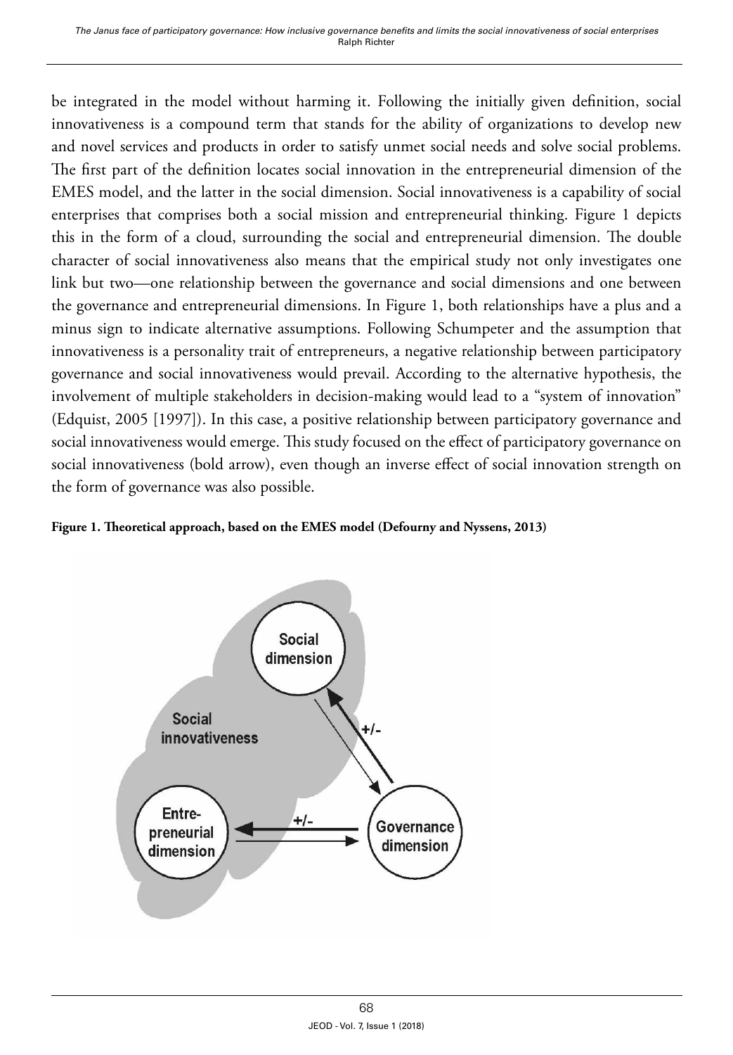be integrated in the model without harming it. Following the initially given definition, social innovativeness is a compound term that stands for the ability of organizations to develop new and novel services and products in order to satisfy unmet social needs and solve social problems. The first part of the definition locates social innovation in the entrepreneurial dimension of the EMES model, and the latter in the social dimension. Social innovativeness is a capability of social enterprises that comprises both a social mission and entrepreneurial thinking. Figure 1 depicts this in the form of a cloud, surrounding the social and entrepreneurial dimension. The double character of social innovativeness also means that the empirical study not only investigates one link but two—one relationship between the governance and social dimensions and one between the governance and entrepreneurial dimensions. In Figure 1, both relationships have a plus and a minus sign to indicate alternative assumptions. Following Schumpeter and the assumption that innovativeness is a personality trait of entrepreneurs, a negative relationship between participatory governance and social innovativeness would prevail. According to the alternative hypothesis, the involvement of multiple stakeholders in decision-making would lead to a "system of innovation" (Edquist, 2005 [1997]). In this case, a positive relationship between participatory governance and social innovativeness would emerge. This study focused on the effect of participatory governance on social innovativeness (bold arrow), even though an inverse effect of social innovation strength on the form of governance was also possible.

**Figure 1. Theoretical approach, based on the EMES model (Defourny and Nyssens, 2013)**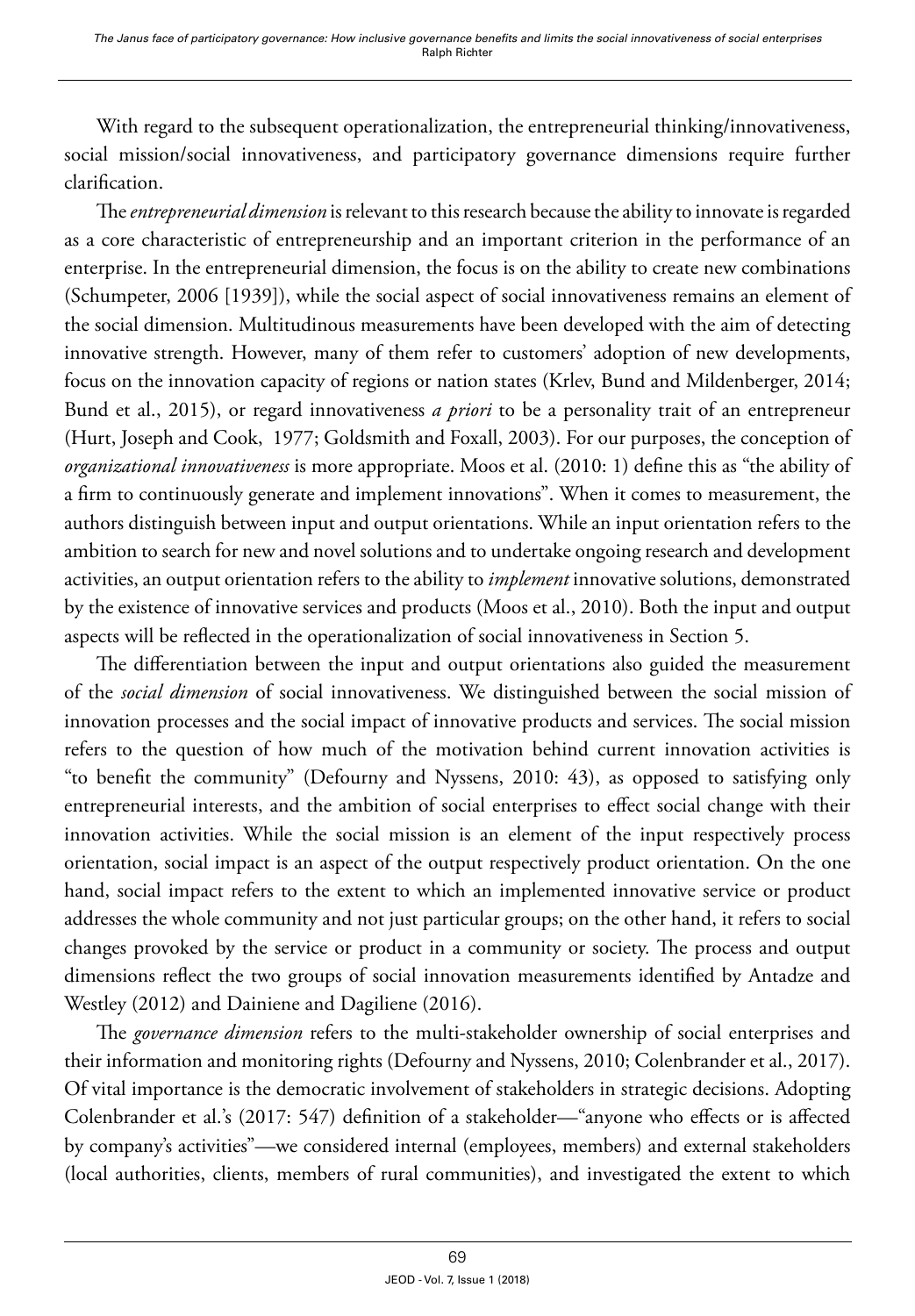With regard to the subsequent operationalization, the entrepreneurial thinking/innovativeness, social mission/social innovativeness, and participatory governance dimensions require further clarification.

The *entrepreneurial dimension* is relevant to this research because the ability to innovate is regarded as a core characteristic of entrepreneurship and an important criterion in the performance of an enterprise. In the entrepreneurial dimension, the focus is on the ability to create new combinations (Schumpeter, 2006 [1939]), while the social aspect of social innovativeness remains an element of the social dimension. Multitudinous measurements have been developed with the aim of detecting innovative strength. However, many of them refer to customers' adoption of new developments, focus on the innovation capacity of regions or nation states (Krlev, Bund and Mildenberger, 2014; Bund et al., 2015), or regard innovativeness *a priori* to be a personality trait of an entrepreneur (Hurt, Joseph and Cook, 1977; Goldsmith and Foxall, 2003). For our purposes, the conception of *organizational innovativeness* is more appropriate. Moos et al. (2010: 1) define this as "the ability of a firm to continuously generate and implement innovations". When it comes to measurement, the authors distinguish between input and output orientations. While an input orientation refers to the ambition to search for new and novel solutions and to undertake ongoing research and development activities, an output orientation refers to the ability to *implement* innovative solutions, demonstrated by the existence of innovative services and products (Moos et al., 2010). Both the input and output aspects will be reflected in the operationalization of social innovativeness in Section 5.

The differentiation between the input and output orientations also guided the measurement of the *social dimension* of social innovativeness. We distinguished between the social mission of innovation processes and the social impact of innovative products and services. The social mission refers to the question of how much of the motivation behind current innovation activities is "to benefit the community" (Defourny and Nyssens, 2010: 43), as opposed to satisfying only entrepreneurial interests, and the ambition of social enterprises to effect social change with their innovation activities. While the social mission is an element of the input respectively process orientation, social impact is an aspect of the output respectively product orientation. On the one hand, social impact refers to the extent to which an implemented innovative service or product addresses the whole community and not just particular groups; on the other hand, it refers to social changes provoked by the service or product in a community or society. The process and output dimensions reflect the two groups of social innovation measurements identified by Antadze and Westley (2012) and Dainiene and Dagiliene (2016).

The *governance dimension* refers to the multi-stakeholder ownership of social enterprises and their information and monitoring rights (Defourny and Nyssens, 2010; Colenbrander et al., 2017). Of vital importance is the democratic involvement of stakeholders in strategic decisions. Adopting Colenbrander et al.'s (2017: 547) definition of a stakeholder—"anyone who effects or is affected by company's activities"—we considered internal (employees, members) and external stakeholders (local authorities, clients, members of rural communities), and investigated the extent to which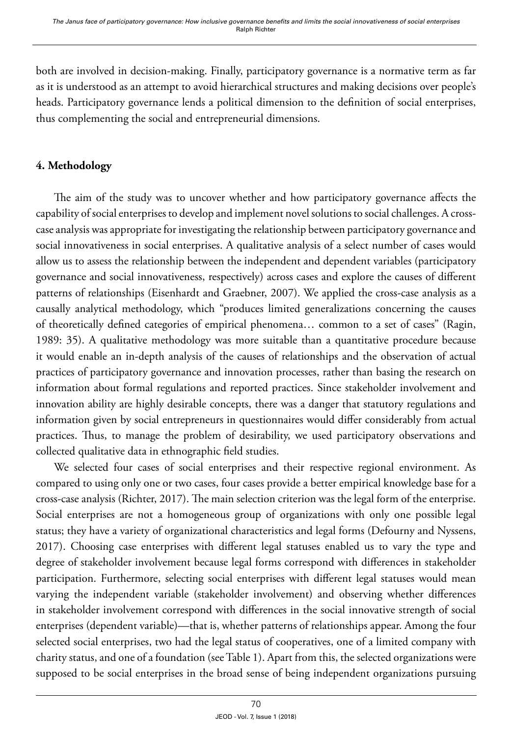both are involved in decision-making. Finally, participatory governance is a normative term as far as it is understood as an attempt to avoid hierarchical structures and making decisions over people's heads. Participatory governance lends a political dimension to the definition of social enterprises, thus complementing the social and entrepreneurial dimensions.

## 4. Methodology

The aim of the study was to uncover whether and how participatory governance affects the capability of social enterprises to develop and implement novel solutions to social challenges. A cross-case analysis was appropriate for investigating the relationship between participatory governance and social innovativeness in social enterprises. A qualitative analysis of a select number of cases would allow us to assess the relationship between the independent and dependent variables (participatory governance and social innovativeness, respectively) across cases and explore the causes of different patterns of relationships (Eisenhardt and Graebner, 2007). We applied the cross-case analysis as a causally analytical methodology, which "produces limited generalizations concerning the causes of theoretically defined categories of empirical phenomena… common to a set of cases" (Ragin, 1989: 35). A qualitative methodology was more suitable than a quantitative procedure because it would enable an in-depth analysis of the causes of relationships and the observation of actual practices of participatory governance and innovation processes, rather than basing the research on information about formal regulations and reported practices. Since stakeholder involvement and innovation ability are highly desirable concepts, there was a danger that statutory regulations and information given by social entrepreneurs in questionnaires would differ considerably from actual practices. Thus, to manage the problem of desirability, we used participatory observations and collected qualitative data in ethnographic field studies.

We selected four cases of social enterprises and their respective regional environment. As compared to using only one or two cases, four cases provide a better empirical knowledge base for a cross-case analysis (Richter, 2017). The main selection criterion was the legal form of the enterprise. Social enterprises are not a homogeneous group of organizations with only one possible legal status; they have a variety of organizational characteristics and legal forms (Defourny and Nyssens, 2017). Choosing case enterprises with different legal statuses enabled us to vary the type and degree of stakeholder involvement because legal forms correspond with differences in stakeholder participation. Furthermore, selecting social enterprises with different legal statuses would mean varying the independent variable (stakeholder involvement) and observing whether differences in stakeholder involvement correspond with differences in the social innovative strength of social enterprises (dependent variable)—that is, whether patterns of relationships appear. Among the four selected social enterprises, two had the legal status of cooperatives, one of a limited company with charity status, and one of a foundation (see Table 1). Apart from this, the selected organizations were supposed to be social enterprises in the broad sense of being independent organizations pursuing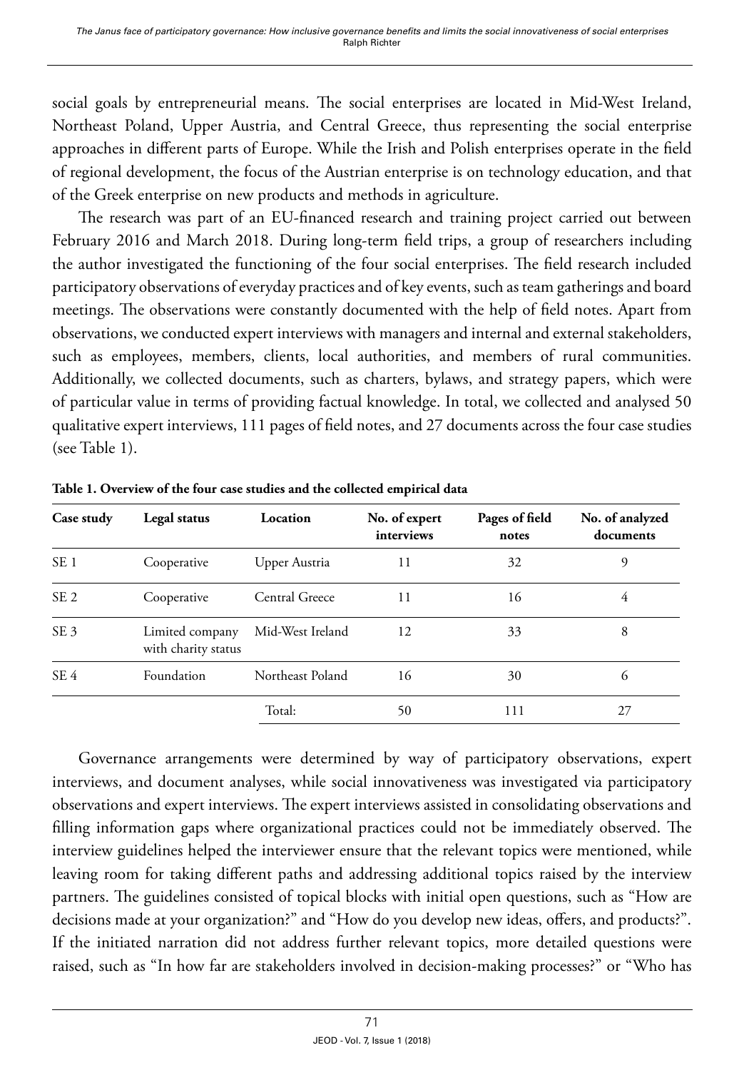social goals by entrepreneurial means. The social enterprises are located in Mid-West Ireland, Northeast Poland, Upper Austria, and Central Greece, thus representing the social enterprise approaches in different parts of Europe. While the Irish and Polish enterprises operate in the field of regional development, the focus of the Austrian enterprise is on technology education, and that of the Greek enterprise on new products and methods in agriculture.

The research was part of an EU-financed research and training project carried out between February 2016 and March 2018. During long-term field trips, a group of researchers including the author investigated the functioning of the four social enterprises. The field research included participatory observations of everyday practices and of key events, such as team gatherings and board meetings. The observations were constantly documented with the help of field notes. Apart from observations, we conducted expert interviews with managers and internal and external stakeholders, such as employees, members, clients, local authorities, and members of rural communities. Additionally, we collected documents, such as charters, bylaws, and strategy papers, which were of particular value in terms of providing factual knowledge. In total, we collected and analysed 50 qualitative expert interviews, 111 pages of field notes, and 27 documents across the four case studies (see Table 1).

**Table 1. Overview of the four case studies and the collected empirical data**

| Case study | Legal status | Location | No. of expert interviews | Pages of field notes | No. of analyzed documents |
|---|---|---|---|---|---|
| SE 1 | Cooperative | Upper Austria | 11 | 32 | 9 |
| SE 2 | Cooperative | Central Greece | 11 | 16 | 4 |
| SE 3 | Limited company with charity status | Mid-West Ireland | 12 | 33 | 8 |
| SE 4 | Foundation | Northeast Poland | 16 | 30 | 6 |
| | | Total: | 50 | 111 | 27 |

Governance arrangements were determined by way of participatory observations, expert interviews, and document analyses, while social innovativeness was investigated via participatory observations and expert interviews. The expert interviews assisted in consolidating observations and filling information gaps where organizational practices could not be immediately observed. The interview guidelines helped the interviewer ensure that the relevant topics were mentioned, while leaving room for taking different paths and addressing additional topics raised by the interview partners. The guidelines consisted of topical blocks with initial open questions, such as "How are decisions made at your organization?" and "How do you develop new ideas, offers, and products?". If the initiated narration did not address further relevant topics, more detailed questions were raised, such as "In how far are stakeholders involved in decision-making processes?" or "Who has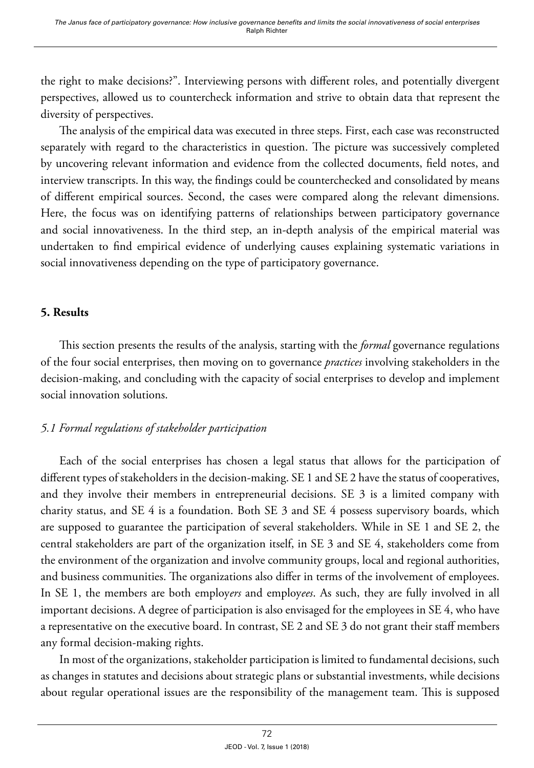the right to make decisions?". Interviewing persons with different roles, and potentially divergent perspectives, allowed us to countercheck information and strive to obtain data that represent the diversity of perspectives.

The analysis of the empirical data was executed in three steps. First, each case was reconstructed separately with regard to the characteristics in question. The picture was successively completed by uncovering relevant information and evidence from the collected documents, field notes, and interview transcripts. In this way, the findings could be counterchecked and consolidated by means of different empirical sources. Second, the cases were compared along the relevant dimensions. Here, the focus was on identifying patterns of relationships between participatory governance and social innovativeness. In the third step, an in-depth analysis of the empirical material was undertaken to find empirical evidence of underlying causes explaining systematic variations in social innovativeness depending on the type of participatory governance.

## 5. Results

This section presents the results of the analysis, starting with the *formal* governance regulations of the four social enterprises, then moving on to governance *practices* involving stakeholders in the decision-making, and concluding with the capacity of social enterprises to develop and implement social innovation solutions.

### *5.1 Formal regulations of stakeholder participation*

Each of the social enterprises has chosen a legal status that allows for the participation of different types of stakeholders in the decision-making. SE 1 and SE 2 have the status of cooperatives, and they involve their members in entrepreneurial decisions. SE 3 is a limited company with charity status, and SE 4 is a foundation. Both SE 3 and SE 4 possess supervisory boards, which are supposed to guarantee the participation of several stakeholders. While in SE 1 and SE 2, the central stakeholders are part of the organization itself, in SE 3 and SE 4, stakeholders come from the environment of the organization and involve community groups, local and regional authorities, and business communities. The organizations also differ in terms of the involvement of employees. In SE 1, the members are both employ*ers* and employ*ees*. As such, they are fully involved in all important decisions. A degree of participation is also envisaged for the employees in SE 4, who have a representative on the executive board. In contrast, SE 2 and SE 3 do not grant their staff members any formal decision-making rights.

In most of the organizations, stakeholder participation is limited to fundamental decisions, such as changes in statutes and decisions about strategic plans or substantial investments, while decisions about regular operational issues are the responsibility of the management team. This is supposed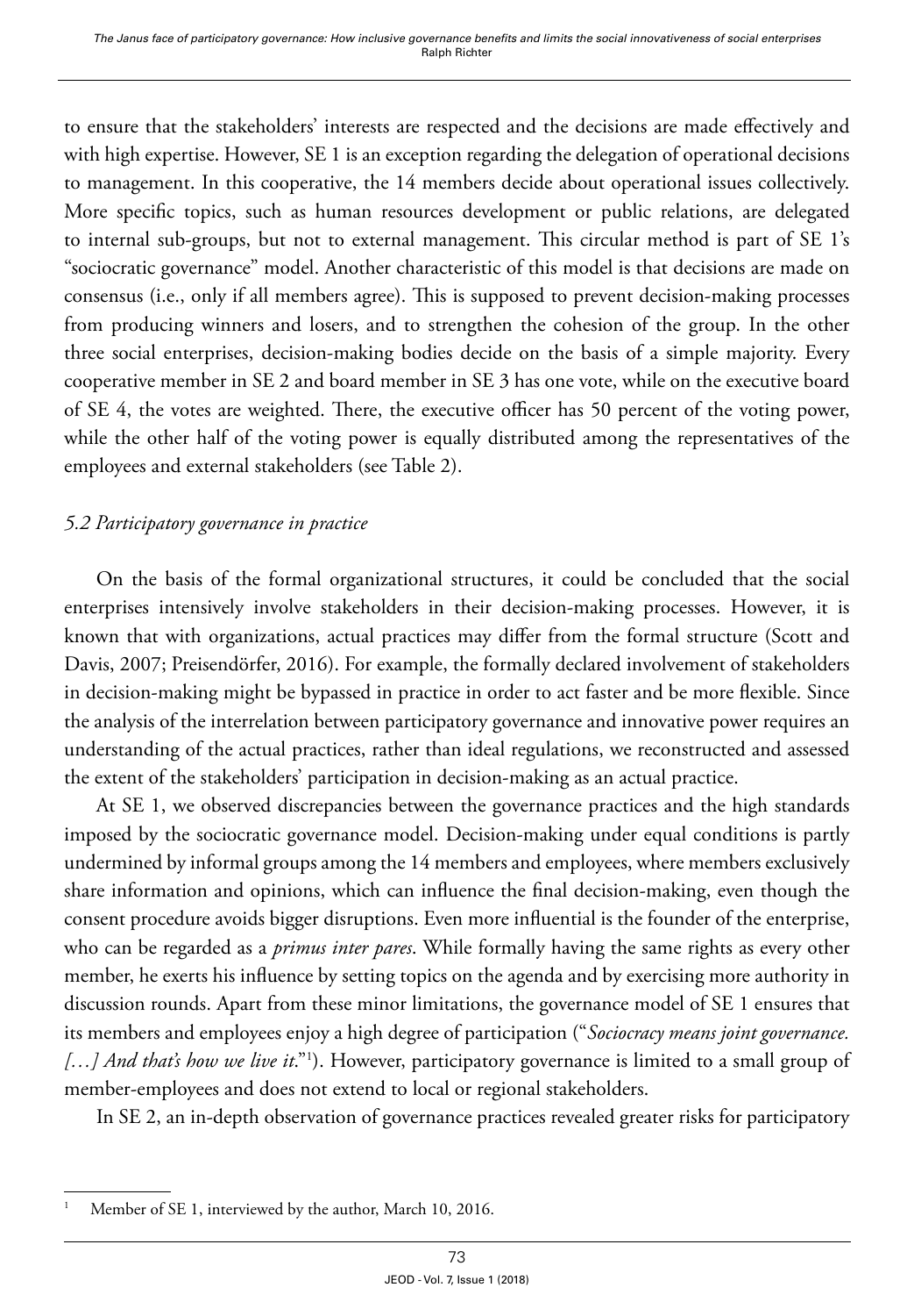to ensure that the stakeholders' interests are respected and the decisions are made effectively and with high expertise. However, SE 1 is an exception regarding the delegation of operational decisions to management. In this cooperative, the 14 members decide about operational issues collectively. More specific topics, such as human resources development or public relations, are delegated to internal sub-groups, but not to external management. This circular method is part of SE 1's "sociocratic governance" model. Another characteristic of this model is that decisions are made on consensus (i.e., only if all members agree). This is supposed to prevent decision-making processes from producing winners and losers, and to strengthen the cohesion of the group. In the other three social enterprises, decision-making bodies decide on the basis of a simple majority. Every cooperative member in SE 2 and board member in SE 3 has one vote, while on the executive board of SE 4, the votes are weighted. There, the executive officer has 50 percent of the voting power, while the other half of the voting power is equally distributed among the representatives of the employees and external stakeholders (see Table 2).

### *5.2 Participatory governance in practice*

On the basis of the formal organizational structures, it could be concluded that the social enterprises intensively involve stakeholders in their decision-making processes. However, it is known that with organizations, actual practices may differ from the formal structure (Scott and Davis, 2007; Preisendörfer, 2016). For example, the formally declared involvement of stakeholders in decision-making might be bypassed in practice in order to act faster and be more flexible. Since the analysis of the interrelation between participatory governance and innovative power requires an understanding of the actual practices, rather than ideal regulations, we reconstructed and assessed the extent of the stakeholders' participation in decision-making as an actual practice.

At SE 1, we observed discrepancies between the governance practices and the high standards imposed by the sociocratic governance model. Decision-making under equal conditions is partly undermined by informal groups among the 14 members and employees, where members exclusively share information and opinions, which can influence the final decision-making, even though the consent procedure avoids bigger disruptions. Even more influential is the founder of the enterprise, who can be regarded as a *primus inter pares*. While formally having the same rights as every other member, he exerts his influence by setting topics on the agenda and by exercising more authority in discussion rounds. Apart from these minor limitations, the governance model of SE 1 ensures that its members and employees enjoy a high degree of participation ("*Sociocracy means joint governance. […] And that's how we live it.*"[1]). However, participatory governance is limited to a small group of member-employees and does not extend to local or regional stakeholders.

In SE 2, an in-depth observation of governance practices revealed greater risks for participatory

[1] Member of SE 1, interviewed by the author, March 10, 2016.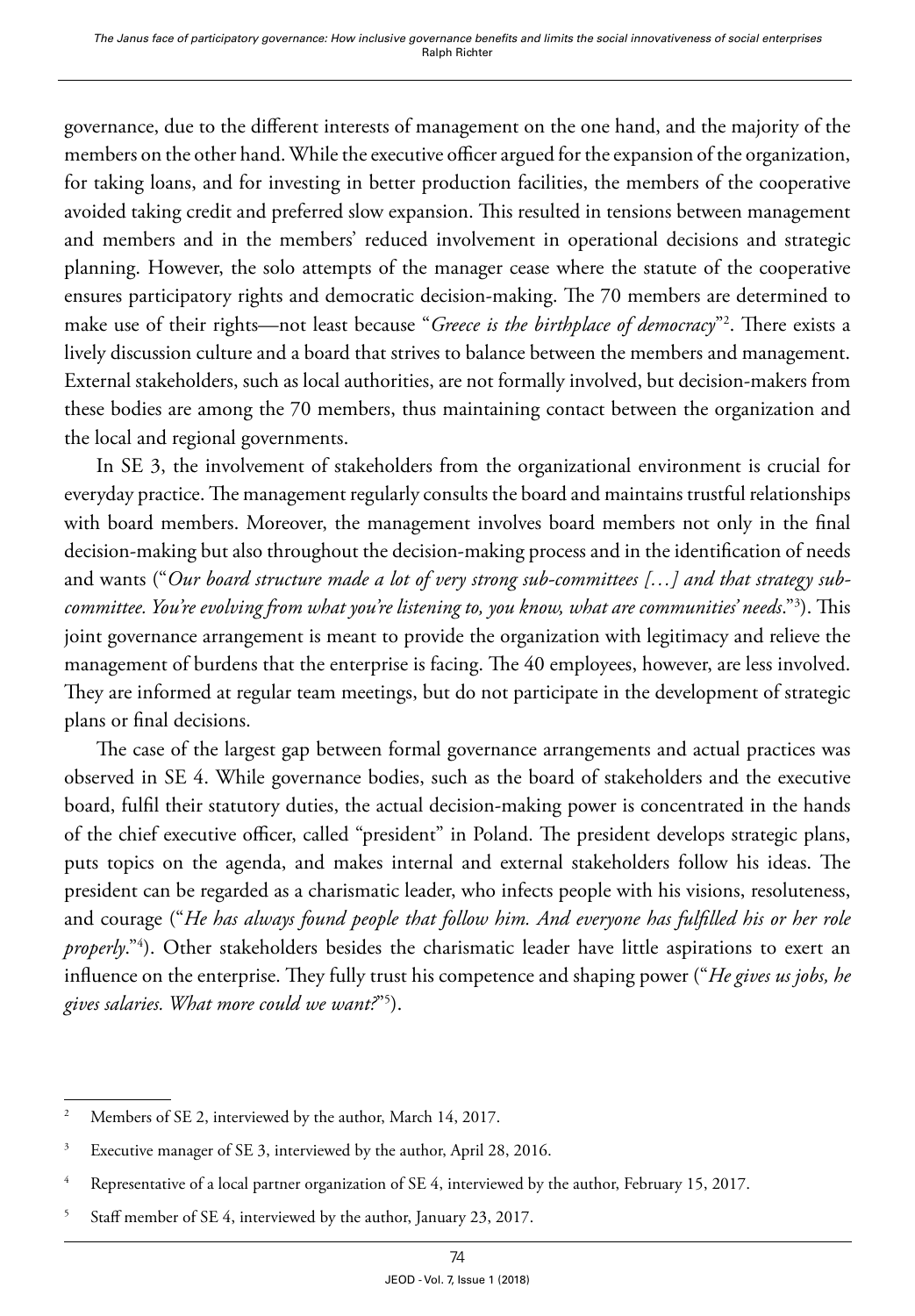governance, due to the different interests of management on the one hand, and the majority of the members on the other hand. While the executive officer argued for the expansion of the organization, for taking loans, and for investing in better production facilities, the members of the cooperative avoided taking credit and preferred slow expansion. This resulted in tensions between management and members and in the members' reduced involvement in operational decisions and strategic planning. However, the solo attempts of the manager cease where the statute of the cooperative ensures participatory rights and democratic decision-making. The 70 members are determined to make use of their rights—not least because "*Greece is the birthplace of democracy*"[2]. There exists a lively discussion culture and a board that strives to balance between the members and management. External stakeholders, such as local authorities, are not formally involved, but decision-makers from these bodies are among the 70 members, thus maintaining contact between the organization and the local and regional governments.

In SE 3, the involvement of stakeholders from the organizational environment is crucial for everyday practice. The management regularly consults the board and maintains trustful relationships with board members. Moreover, the management involves board members not only in the final decision-making but also throughout the decision-making process and in the identification of needs and wants ("*Our board structure made a lot of very strong sub-committees […] and that strategy sub-committee. You're evolving from what you're listening to, you know, what are communities' needs.*"[3]). This joint governance arrangement is meant to provide the organization with legitimacy and relieve the management of burdens that the enterprise is facing. The 40 employees, however, are less involved. They are informed at regular team meetings, but do not participate in the development of strategic plans or final decisions.

The case of the largest gap between formal governance arrangements and actual practices was observed in SE 4. While governance bodies, such as the board of stakeholders and the executive board, fulfil their statutory duties, the actual decision-making power is concentrated in the hands of the chief executive officer, called "president" in Poland. The president develops strategic plans, puts topics on the agenda, and makes internal and external stakeholders follow his ideas. The president can be regarded as a charismatic leader, who infects people with his visions, resoluteness, and courage ("*He has always found people that follow him. And everyone has fulfilled his or her role properly*."[4]). Other stakeholders besides the charismatic leader have little aspirations to exert an influence on the enterprise. They fully trust his competence and shaping power ("*He gives us jobs, he gives salaries. What more could we want?*"[5]).

---

[2] Members of SE 2, interviewed by the author, March 14, 2017.

[3] Executive manager of SE 3, interviewed by the author, April 28, 2016.

[4] Representative of a local partner organization of SE 4, interviewed by the author, February 15, 2017.

[5] Staff member of SE 4, interviewed by the author, January 23, 2017.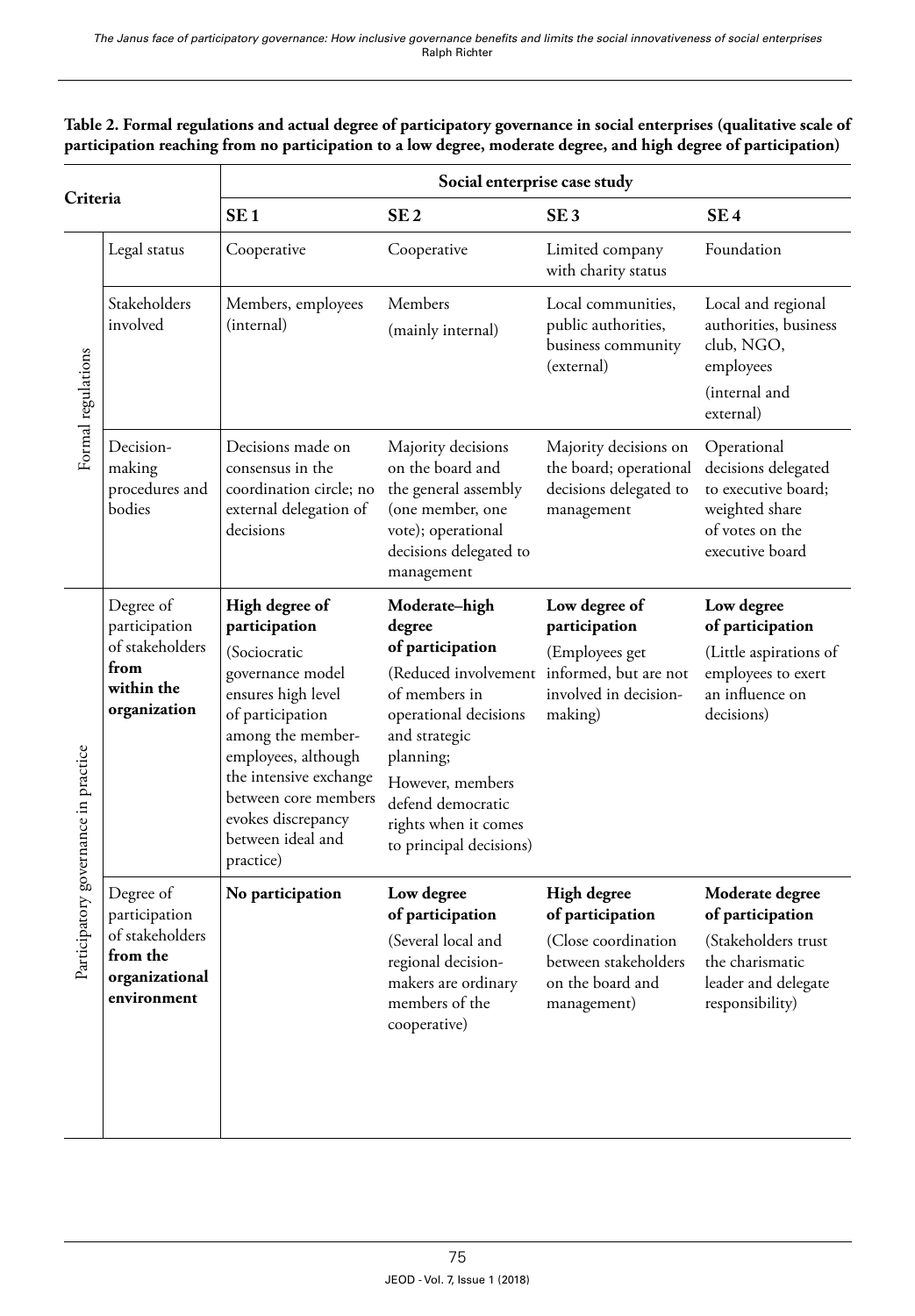**Table 2. Formal regulations and actual degree of participatory governance in social enterprises (qualitative scale of participation reaching from no participation to a low degree, moderate degree, and high degree of participation)**

| Criteria | | Social enterprise case study | | | |
|---|---|---|---|---|---|
| | | **SE 1** | **SE 2** | **SE 3** | **SE 4** |
| Formal regulations | Legal status | Cooperative | Cooperative | Limited company with charity status | Foundation |
| | Stakeholders involved | Members, employees (internal) | Members (mainly internal) | Local communities, public authorities, business community (external) | Local and regional authorities, business club, NGO, employees (internal and external) |
| | Decision-making procedures and bodies | Decisions made on consensus in the coordination circle; no external delegation of decisions | Majority decisions on the board and the general assembly (one member, one vote); operational decisions delegated to management | Majority decisions on the board; operational decisions delegated to management | Operational decisions delegated to executive board; weighted share of votes on the executive board |
| Participatory governance in practice | Degree of participation of stakeholders **from within the organization** | **High degree of participation** (Sociocratic governance model ensures high level of participation among the member-employees, although the intensive exchange between core members evokes discrepancy between ideal and practice) | **Moderate–high degree of participation** (Reduced involvement of members in operational decisions and strategic planning; However, members defend democratic rights when it comes to principal decisions) | **Low degree of participation** (Employees get informed, but are not involved in decision-making) | **Low degree of participation** (Little aspirations of employees to exert an influence on decisions) |
| | Degree of participation of stakeholders **from the organizational environment** | **No participation** | **Low degree of participation** (Several local and regional decision-makers are ordinary members of the cooperative) | **High degree of participation** (Close coordination between stakeholders on the board and management) | **Moderate degree of participation** (Stakeholders trust the charismatic leader and delegate responsibility) |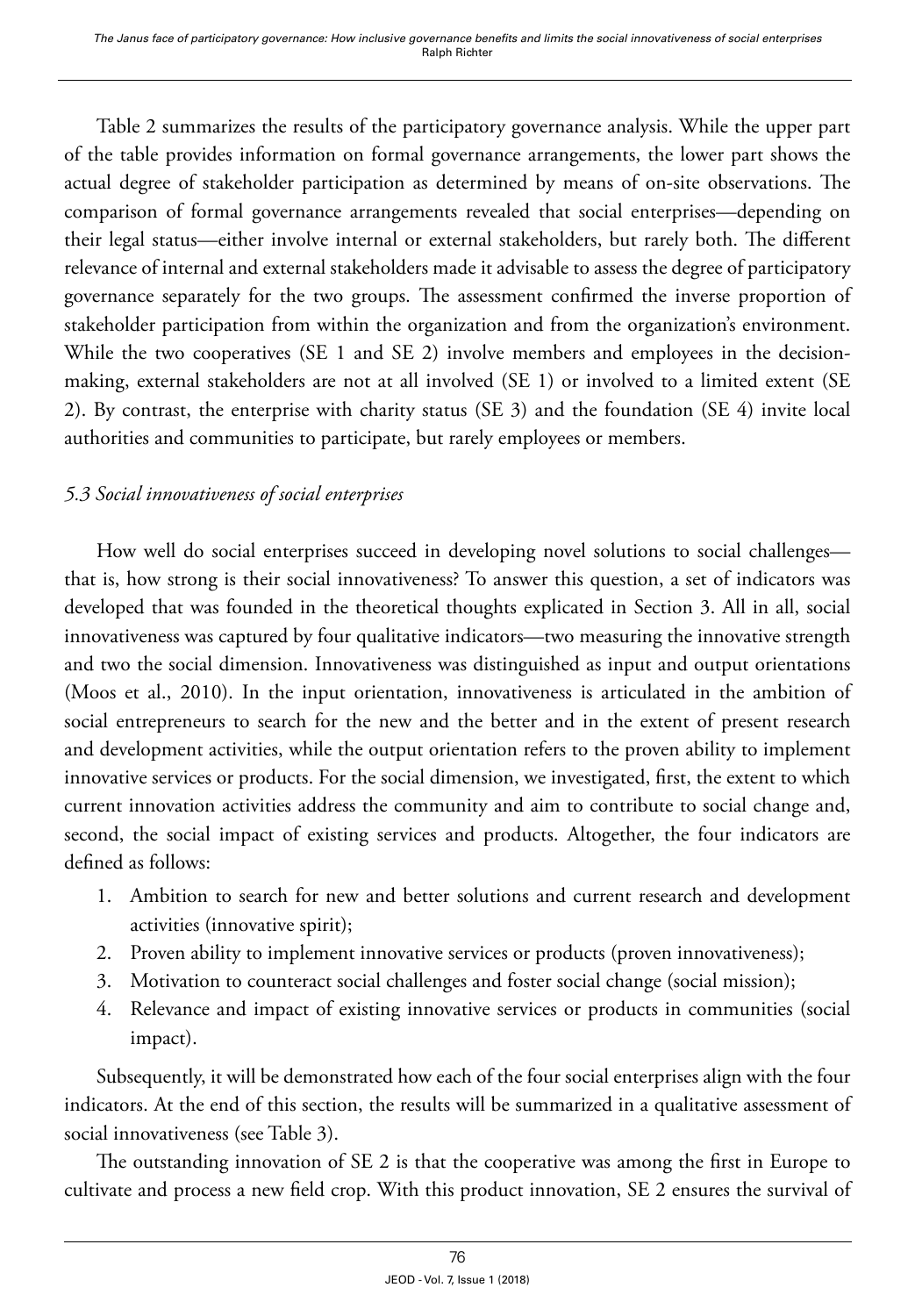Table 2 summarizes the results of the participatory governance analysis. While the upper part of the table provides information on formal governance arrangements, the lower part shows the actual degree of stakeholder participation as determined by means of on-site observations. The comparison of formal governance arrangements revealed that social enterprises—depending on their legal status—either involve internal or external stakeholders, but rarely both. The different relevance of internal and external stakeholders made it advisable to assess the degree of participatory governance separately for the two groups. The assessment confirmed the inverse proportion of stakeholder participation from within the organization and from the organization's environment. While the two cooperatives (SE 1 and SE 2) involve members and employees in the decision-making, external stakeholders are not at all involved (SE 1) or involved to a limited extent (SE 2). By contrast, the enterprise with charity status (SE 3) and the foundation (SE 4) invite local authorities and communities to participate, but rarely employees or members.

### *5.3 Social innovativeness of social enterprises*

How well do social enterprises succeed in developing novel solutions to social challenges—that is, how strong is their social innovativeness? To answer this question, a set of indicators was developed that was founded in the theoretical thoughts explicated in Section 3. All in all, social innovativeness was captured by four qualitative indicators—two measuring the innovative strength and two the social dimension. Innovativeness was distinguished as input and output orientations (Moos et al., 2010). In the input orientation, innovativeness is articulated in the ambition of social entrepreneurs to search for the new and the better and in the extent of present research and development activities, while the output orientation refers to the proven ability to implement innovative services or products. For the social dimension, we investigated, first, the extent to which current innovation activities address the community and aim to contribute to social change and, second, the social impact of existing services and products. Altogether, the four indicators are defined as follows:

1. Ambition to search for new and better solutions and current research and development activities (innovative spirit);
2. Proven ability to implement innovative services or products (proven innovativeness);
3. Motivation to counteract social challenges and foster social change (social mission);
4. Relevance and impact of existing innovative services or products in communities (social impact).

Subsequently, it will be demonstrated how each of the four social enterprises align with the four indicators. At the end of this section, the results will be summarized in a qualitative assessment of social innovativeness (see Table 3).

The outstanding innovation of SE 2 is that the cooperative was among the first in Europe to cultivate and process a new field crop. With this product innovation, SE 2 ensures the survival of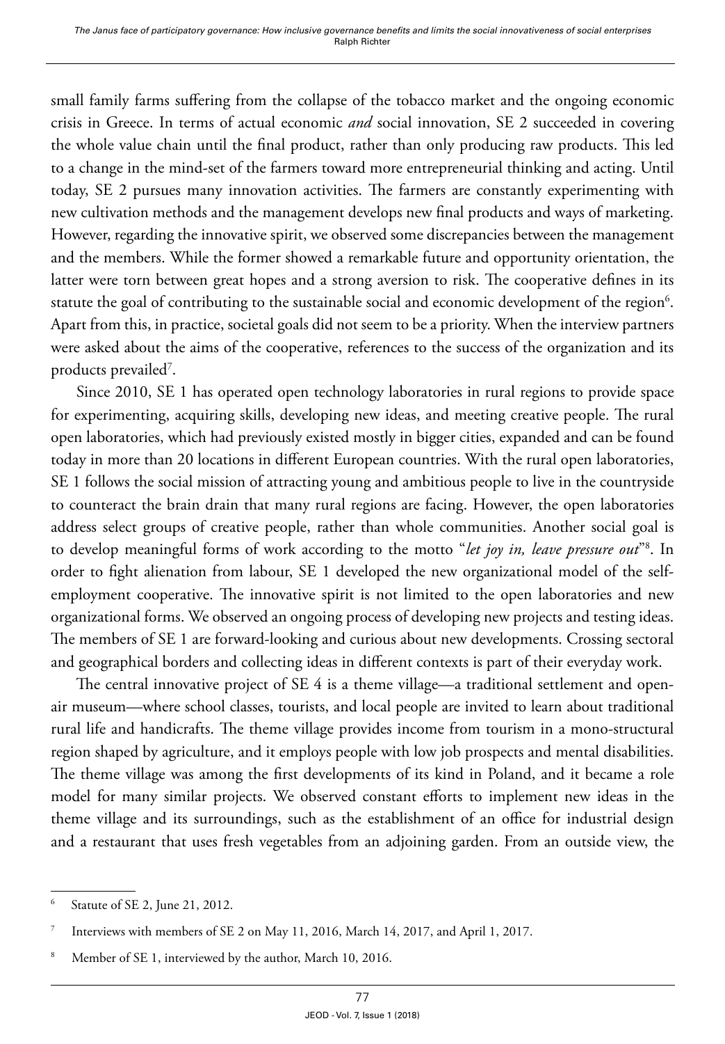small family farms suffering from the collapse of the tobacco market and the ongoing economic crisis in Greece. In terms of actual economic *and* social innovation, SE 2 succeeded in covering the whole value chain until the final product, rather than only producing raw products. This led to a change in the mind-set of the farmers toward more entrepreneurial thinking and acting. Until today, SE 2 pursues many innovation activities. The farmers are constantly experimenting with new cultivation methods and the management develops new final products and ways of marketing. However, regarding the innovative spirit, we observed some discrepancies between the management and the members. While the former showed a remarkable future and opportunity orientation, the latter were torn between great hopes and a strong aversion to risk. The cooperative defines in its statute the goal of contributing to the sustainable social and economic development of the region[6]. Apart from this, in practice, societal goals did not seem to be a priority. When the interview partners were asked about the aims of the cooperative, references to the success of the organization and its products prevailed[7].

Since 2010, SE 1 has operated open technology laboratories in rural regions to provide space for experimenting, acquiring skills, developing new ideas, and meeting creative people. The rural open laboratories, which had previously existed mostly in bigger cities, expanded and can be found today in more than 20 locations in different European countries. With the rural open laboratories, SE 1 follows the social mission of attracting young and ambitious people to live in the countryside to counteract the brain drain that many rural regions are facing. However, the open laboratories address select groups of creative people, rather than whole communities. Another social goal is to develop meaningful forms of work according to the motto "*let joy in, leave pressure out*"[8]. In order to fight alienation from labour, SE 1 developed the new organizational model of the self-employment cooperative. The innovative spirit is not limited to the open laboratories and new organizational forms. We observed an ongoing process of developing new projects and testing ideas. The members of SE 1 are forward-looking and curious about new developments. Crossing sectoral and geographical borders and collecting ideas in different contexts is part of their everyday work.

The central innovative project of SE 4 is a theme village—a traditional settlement and open-air museum—where school classes, tourists, and local people are invited to learn about traditional rural life and handicrafts. The theme village provides income from tourism in a mono-structural region shaped by agriculture, and it employs people with low job prospects and mental disabilities. The theme village was among the first developments of its kind in Poland, and it became a role model for many similar projects. We observed constant efforts to implement new ideas in the theme village and its surroundings, such as the establishment of an office for industrial design and a restaurant that uses fresh vegetables from an adjoining garden. From an outside view, the

---

[6] Statute of SE 2, June 21, 2012.

[7] Interviews with members of SE 2 on May 11, 2016, March 14, 2017, and April 1, 2017.

[8] Member of SE 1, interviewed by the author, March 10, 2016.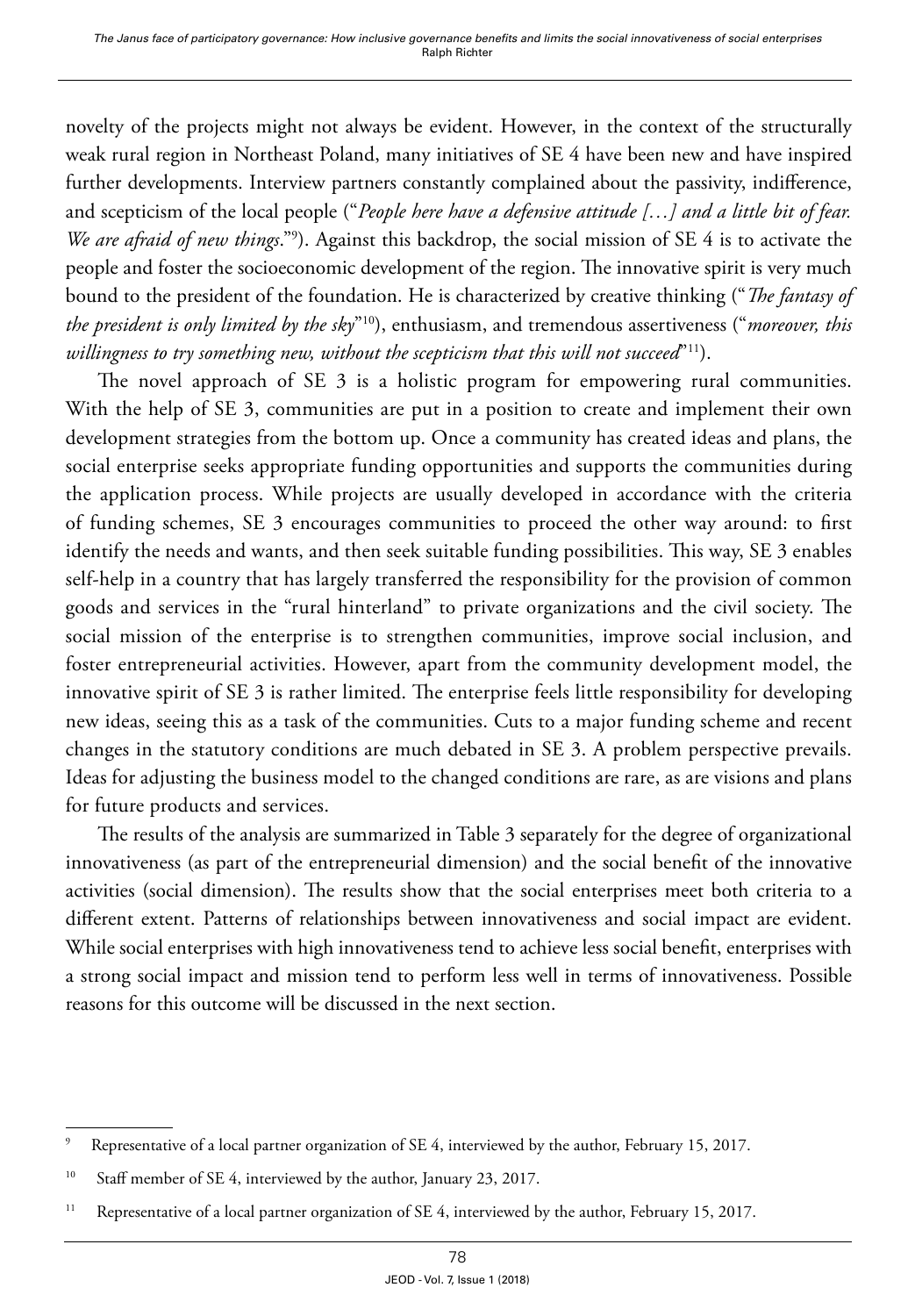novelty of the projects might not always be evident. However, in the context of the structurally weak rural region in Northeast Poland, many initiatives of SE 4 have been new and have inspired further developments. Interview partners constantly complained about the passivity, indifference, and scepticism of the local people ("*People here have a defensive attitude […] and a little bit of fear. We are afraid of new things*."[9]). Against this backdrop, the social mission of SE 4 is to activate the people and foster the socioeconomic development of the region. The innovative spirit is very much bound to the president of the foundation. He is characterized by creative thinking ("*The fantasy of the president is only limited by the sky*"[10]), enthusiasm, and tremendous assertiveness ("*moreover, this willingness to try something new, without the scepticism that this will not succeed*"[11]).

The novel approach of SE 3 is a holistic program for empowering rural communities. With the help of SE 3, communities are put in a position to create and implement their own development strategies from the bottom up. Once a community has created ideas and plans, the social enterprise seeks appropriate funding opportunities and supports the communities during the application process. While projects are usually developed in accordance with the criteria of funding schemes, SE 3 encourages communities to proceed the other way around: to first identify the needs and wants, and then seek suitable funding possibilities. This way, SE 3 enables self-help in a country that has largely transferred the responsibility for the provision of common goods and services in the "rural hinterland" to private organizations and the civil society. The social mission of the enterprise is to strengthen communities, improve social inclusion, and foster entrepreneurial activities. However, apart from the community development model, the innovative spirit of SE 3 is rather limited. The enterprise feels little responsibility for developing new ideas, seeing this as a task of the communities. Cuts to a major funding scheme and recent changes in the statutory conditions are much debated in SE 3. A problem perspective prevails. Ideas for adjusting the business model to the changed conditions are rare, as are visions and plans for future products and services.

The results of the analysis are summarized in Table 3 separately for the degree of organizational innovativeness (as part of the entrepreneurial dimension) and the social benefit of the innovative activities (social dimension). The results show that the social enterprises meet both criteria to a different extent. Patterns of relationships between innovativeness and social impact are evident. While social enterprises with high innovativeness tend to achieve less social benefit, enterprises with a strong social impact and mission tend to perform less well in terms of innovativeness. Possible reasons for this outcome will be discussed in the next section.

---

[9] Representative of a local partner organization of SE 4, interviewed by the author, February 15, 2017.

[10] Staff member of SE 4, interviewed by the author, January 23, 2017.

[11] Representative of a local partner organization of SE 4, interviewed by the author, February 15, 2017.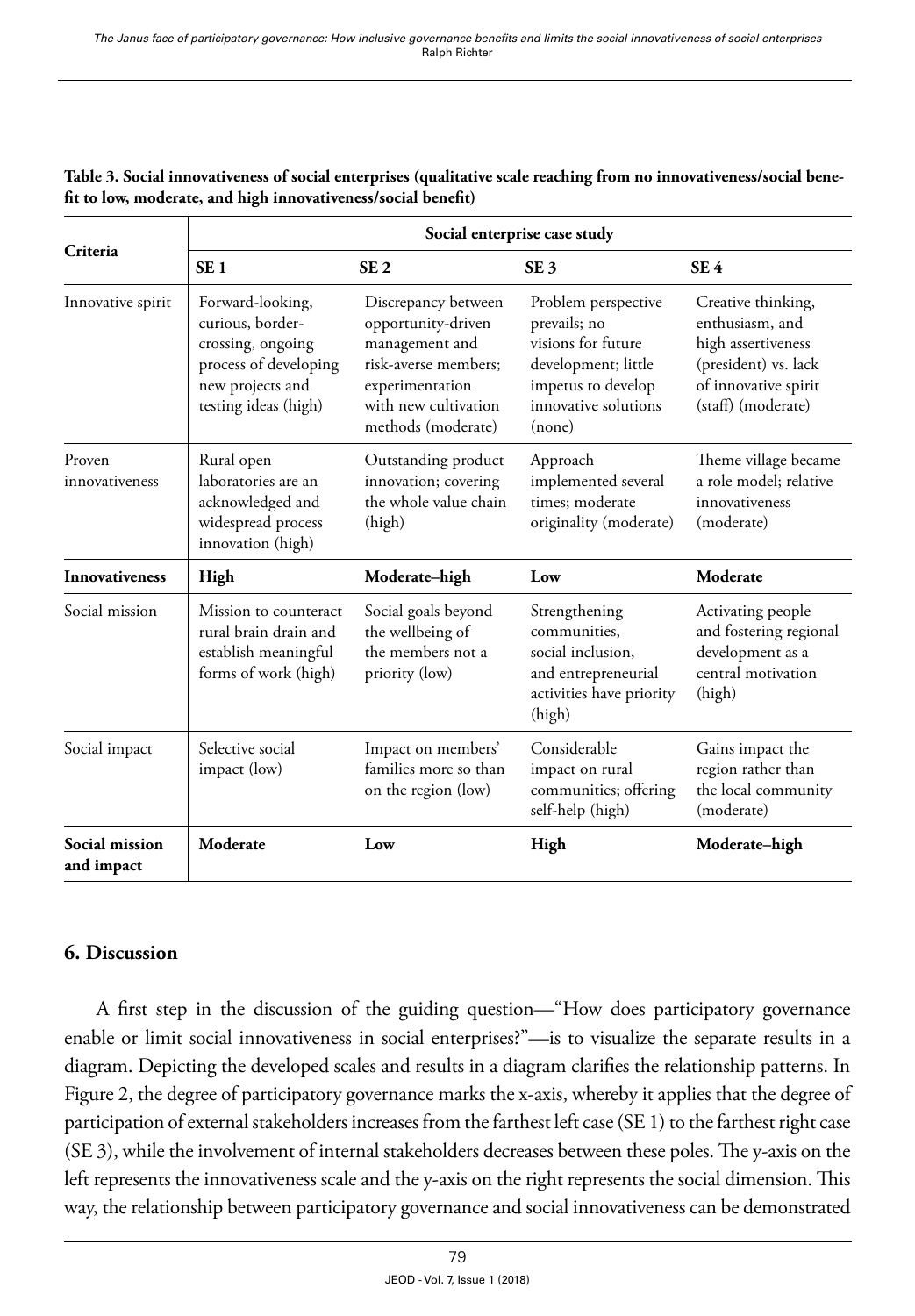**Table 3. Social innovativeness of social enterprises (qualitative scale reaching from no innovativeness/social benefit to low, moderate, and high innovativeness/social benefit)**

| Criteria | Social enterprise case study | | | |
|---|---|---|---|---|
| | **SE 1** | **SE 2** | **SE 3** | **SE 4** |
| Innovative spirit | Forward-looking, curious, border-crossing, ongoing process of developing new projects and testing ideas (high) | Discrepancy between opportunity-driven management and risk-averse members; experimentation with new cultivation methods (moderate) | Problem perspective prevails; no visions for future development; little impetus to develop innovative solutions (none) | Creative thinking, enthusiasm, and high assertiveness (president) vs. lack of innovative spirit (staff) (moderate) |
| Proven innovativeness | Rural open laboratories are an acknowledged and widespread process innovation (high) | Outstanding product innovation; covering the whole value chain (high) | Approach implemented several times; moderate originality (moderate) | Theme village became a role model; relative innovativeness (moderate) |
| **Innovativeness** | **High** | **Moderate–high** | **Low** | **Moderate** |
| Social mission | Mission to counteract rural brain drain and establish meaningful forms of work (high) | Social goals beyond the wellbeing of the members not a priority (low) | Strengthening communities, social inclusion, and entrepreneurial activities have priority (high) | Activating people and fostering regional development as a central motivation (high) |
| Social impact | Selective social impact (low) | Impact on members' families more so than on the region (low) | Considerable impact on rural communities; offering self-help (high) | Gains impact the region rather than the local community (moderate) |
| **Social mission and impact** | **Moderate** | **Low** | **High** | **Moderate–high** |

## 6. Discussion

A first step in the discussion of the guiding question—"How does participatory governance enable or limit social innovativeness in social enterprises?"—is to visualize the separate results in a diagram. Depicting the developed scales and results in a diagram clarifies the relationship patterns. In Figure 2, the degree of participatory governance marks the x-axis, whereby it applies that the degree of participation of external stakeholders increases from the farthest left case (SE 1) to the farthest right case (SE 3), while the involvement of internal stakeholders decreases between these poles. The y-axis on the left represents the innovativeness scale and the y-axis on the right represents the social dimension. This way, the relationship between participatory governance and social innovativeness can be demonstrated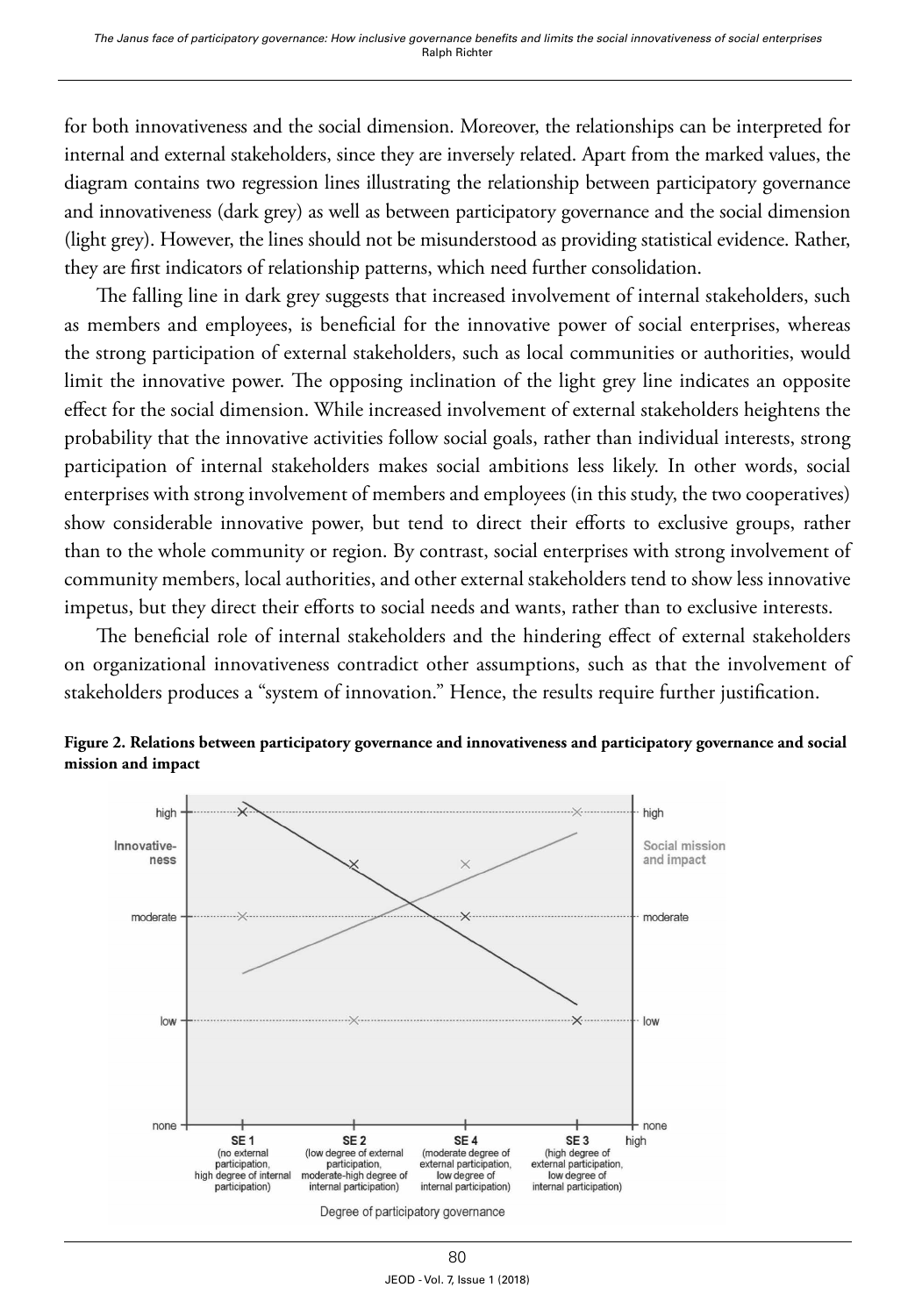for both innovativeness and the social dimension. Moreover, the relationships can be interpreted for internal and external stakeholders, since they are inversely related. Apart from the marked values, the diagram contains two regression lines illustrating the relationship between participatory governance and innovativeness (dark grey) as well as between participatory governance and the social dimension (light grey). However, the lines should not be misunderstood as providing statistical evidence. Rather, they are first indicators of relationship patterns, which need further consolidation.

The falling line in dark grey suggests that increased involvement of internal stakeholders, such as members and employees, is beneficial for the innovative power of social enterprises, whereas the strong participation of external stakeholders, such as local communities or authorities, would limit the innovative power. The opposing inclination of the light grey line indicates an opposite effect for the social dimension. While increased involvement of external stakeholders heightens the probability that the innovative activities follow social goals, rather than individual interests, strong participation of internal stakeholders makes social ambitions less likely. In other words, social enterprises with strong involvement of members and employees (in this study, the two cooperatives) show considerable innovative power, but tend to direct their efforts to exclusive groups, rather than to the whole community or region. By contrast, social enterprises with strong involvement of community members, local authorities, and other external stakeholders tend to show less innovative impetus, but they direct their efforts to social needs and wants, rather than to exclusive interests.

The beneficial role of internal stakeholders and the hindering effect of external stakeholders on organizational innovativeness contradict other assumptions, such as that the involvement of stakeholders produces a "system of innovation." Hence, the results require further justification.

**Figure 2. Relations between participatory governance and innovativeness and participatory governance and social mission and impact**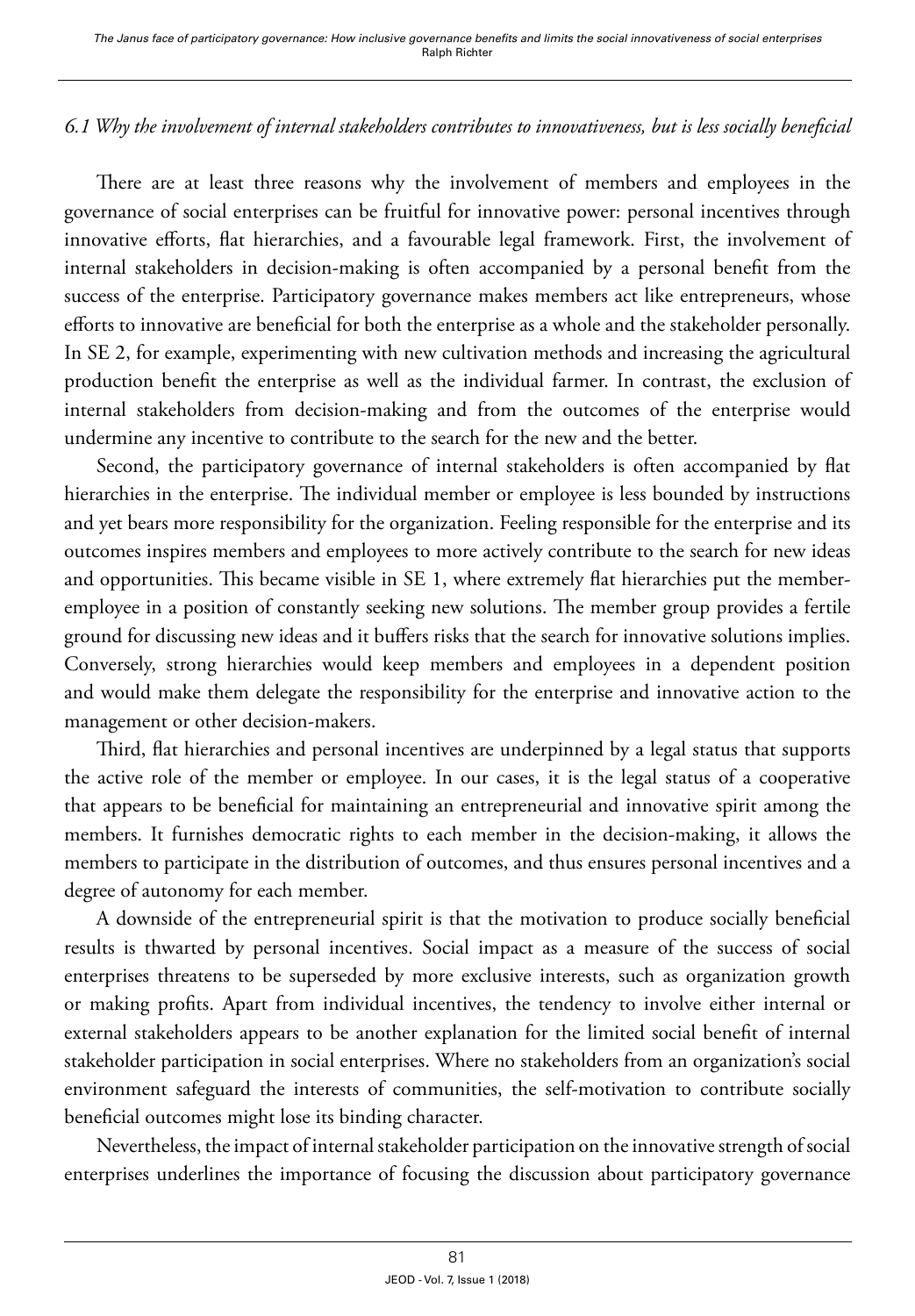### *6.1 Why the involvement of internal stakeholders contributes to innovativeness, but is less socially beneficial*

There are at least three reasons why the involvement of members and employees in the governance of social enterprises can be fruitful for innovative power: personal incentives through innovative efforts, flat hierarchies, and a favourable legal framework. First, the involvement of internal stakeholders in decision-making is often accompanied by a personal benefit from the success of the enterprise. Participatory governance makes members act like entrepreneurs, whose efforts to innovative are beneficial for both the enterprise as a whole and the stakeholder personally. In SE 2, for example, experimenting with new cultivation methods and increasing the agricultural production benefit the enterprise as well as the individual farmer. In contrast, the exclusion of internal stakeholders from decision-making and from the outcomes of the enterprise would undermine any incentive to contribute to the search for the new and the better.

Second, the participatory governance of internal stakeholders is often accompanied by flat hierarchies in the enterprise. The individual member or employee is less bounded by instructions and yet bears more responsibility for the organization. Feeling responsible for the enterprise and its outcomes inspires members and employees to more actively contribute to the search for new ideas and opportunities. This became visible in SE 1, where extremely flat hierarchies put the member-employee in a position of constantly seeking new solutions. The member group provides a fertile ground for discussing new ideas and it buffers risks that the search for innovative solutions implies. Conversely, strong hierarchies would keep members and employees in a dependent position and would make them delegate the responsibility for the enterprise and innovative action to the management or other decision-makers.

Third, flat hierarchies and personal incentives are underpinned by a legal status that supports the active role of the member or employee. In our cases, it is the legal status of a cooperative that appears to be beneficial for maintaining an entrepreneurial and innovative spirit among the members. It furnishes democratic rights to each member in the decision-making, it allows the members to participate in the distribution of outcomes, and thus ensures personal incentives and a degree of autonomy for each member.

A downside of the entrepreneurial spirit is that the motivation to produce socially beneficial results is thwarted by personal incentives. Social impact as a measure of the success of social enterprises threatens to be superseded by more exclusive interests, such as organization growth or making profits. Apart from individual incentives, the tendency to involve either internal or external stakeholders appears to be another explanation for the limited social benefit of internal stakeholder participation in social enterprises. Where no stakeholders from an organization's social environment safeguard the interests of communities, the self-motivation to contribute socially beneficial outcomes might lose its binding character.

Nevertheless, the impact of internal stakeholder participation on the innovative strength of social enterprises underlines the importance of focusing the discussion about participatory governance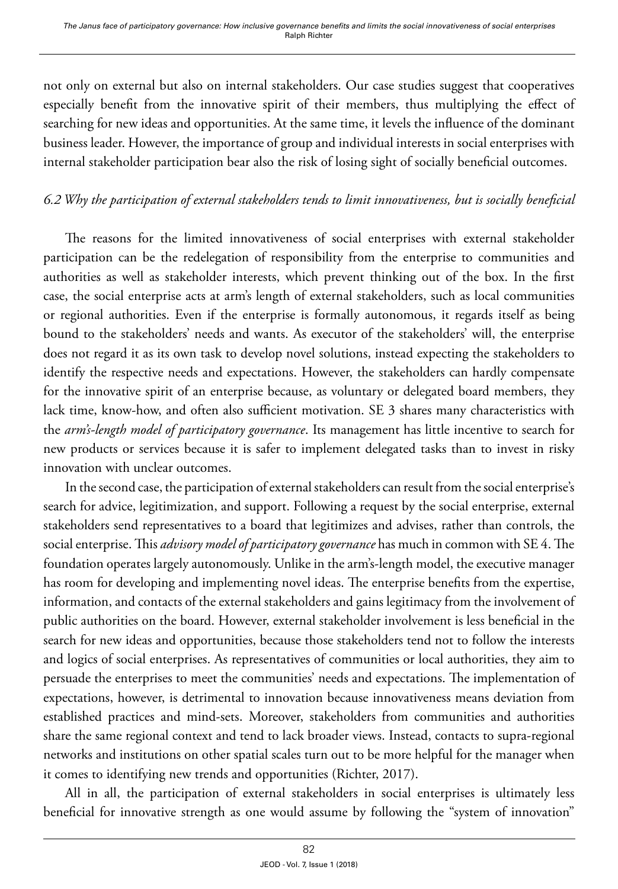not only on external but also on internal stakeholders. Our case studies suggest that cooperatives especially benefit from the innovative spirit of their members, thus multiplying the effect of searching for new ideas and opportunities. At the same time, it levels the influence of the dominant business leader. However, the importance of group and individual interests in social enterprises with internal stakeholder participation bear also the risk of losing sight of socially beneficial outcomes.

### *6.2 Why the participation of external stakeholders tends to limit innovativeness, but is socially beneficial*

The reasons for the limited innovativeness of social enterprises with external stakeholder participation can be the redelegation of responsibility from the enterprise to communities and authorities as well as stakeholder interests, which prevent thinking out of the box. In the first case, the social enterprise acts at arm's length of external stakeholders, such as local communities or regional authorities. Even if the enterprise is formally autonomous, it regards itself as being bound to the stakeholders' needs and wants. As executor of the stakeholders' will, the enterprise does not regard it as its own task to develop novel solutions, instead expecting the stakeholders to identify the respective needs and expectations. However, the stakeholders can hardly compensate for the innovative spirit of an enterprise because, as voluntary or delegated board members, they lack time, know-how, and often also sufficient motivation. SE 3 shares many characteristics with the *arm's-length model of participatory governance*. Its management has little incentive to search for new products or services because it is safer to implement delegated tasks than to invest in risky innovation with unclear outcomes.

In the second case, the participation of external stakeholders can result from the social enterprise's search for advice, legitimization, and support. Following a request by the social enterprise, external stakeholders send representatives to a board that legitimizes and advises, rather than controls, the social enterprise. This *advisory model of participatory governance* has much in common with SE 4. The foundation operates largely autonomously. Unlike in the arm's-length model, the executive manager has room for developing and implementing novel ideas. The enterprise benefits from the expertise, information, and contacts of the external stakeholders and gains legitimacy from the involvement of public authorities on the board. However, external stakeholder involvement is less beneficial in the search for new ideas and opportunities, because those stakeholders tend not to follow the interests and logics of social enterprises. As representatives of communities or local authorities, they aim to persuade the enterprises to meet the communities' needs and expectations. The implementation of expectations, however, is detrimental to innovation because innovativeness means deviation from established practices and mind-sets. Moreover, stakeholders from communities and authorities share the same regional context and tend to lack broader views. Instead, contacts to supra-regional networks and institutions on other spatial scales turn out to be more helpful for the manager when it comes to identifying new trends and opportunities (Richter, 2017).

All in all, the participation of external stakeholders in social enterprises is ultimately less beneficial for innovative strength as one would assume by following the "system of innovation"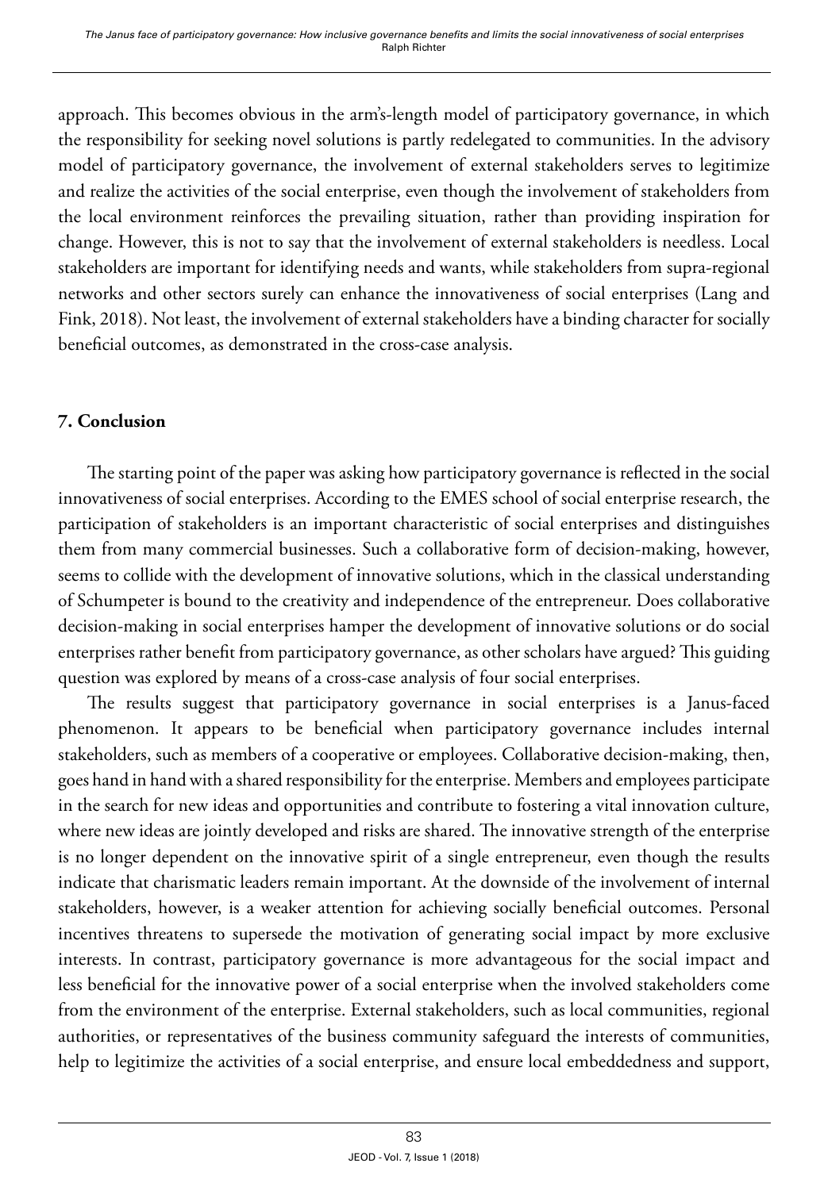approach. This becomes obvious in the arm's-length model of participatory governance, in which the responsibility for seeking novel solutions is partly redelegated to communities. In the advisory model of participatory governance, the involvement of external stakeholders serves to legitimize and realize the activities of the social enterprise, even though the involvement of stakeholders from the local environment reinforces the prevailing situation, rather than providing inspiration for change. However, this is not to say that the involvement of external stakeholders is needless. Local stakeholders are important for identifying needs and wants, while stakeholders from supra-regional networks and other sectors surely can enhance the innovativeness of social enterprises (Lang and Fink, 2018). Not least, the involvement of external stakeholders have a binding character for socially beneficial outcomes, as demonstrated in the cross-case analysis.

## 7. Conclusion

The starting point of the paper was asking how participatory governance is reflected in the social innovativeness of social enterprises. According to the EMES school of social enterprise research, the participation of stakeholders is an important characteristic of social enterprises and distinguishes them from many commercial businesses. Such a collaborative form of decision-making, however, seems to collide with the development of innovative solutions, which in the classical understanding of Schumpeter is bound to the creativity and independence of the entrepreneur. Does collaborative decision-making in social enterprises hamper the development of innovative solutions or do social enterprises rather benefit from participatory governance, as other scholars have argued? This guiding question was explored by means of a cross-case analysis of four social enterprises.

The results suggest that participatory governance in social enterprises is a Janus-faced phenomenon. It appears to be beneficial when participatory governance includes internal stakeholders, such as members of a cooperative or employees. Collaborative decision-making, then, goes hand in hand with a shared responsibility for the enterprise. Members and employees participate in the search for new ideas and opportunities and contribute to fostering a vital innovation culture, where new ideas are jointly developed and risks are shared. The innovative strength of the enterprise is no longer dependent on the innovative spirit of a single entrepreneur, even though the results indicate that charismatic leaders remain important. At the downside of the involvement of internal stakeholders, however, is a weaker attention for achieving socially beneficial outcomes. Personal incentives threatens to supersede the motivation of generating social impact by more exclusive interests. In contrast, participatory governance is more advantageous for the social impact and less beneficial for the innovative power of a social enterprise when the involved stakeholders come from the environment of the enterprise. External stakeholders, such as local communities, regional authorities, or representatives of the business community safeguard the interests of communities, help to legitimize the activities of a social enterprise, and ensure local embeddedness and support,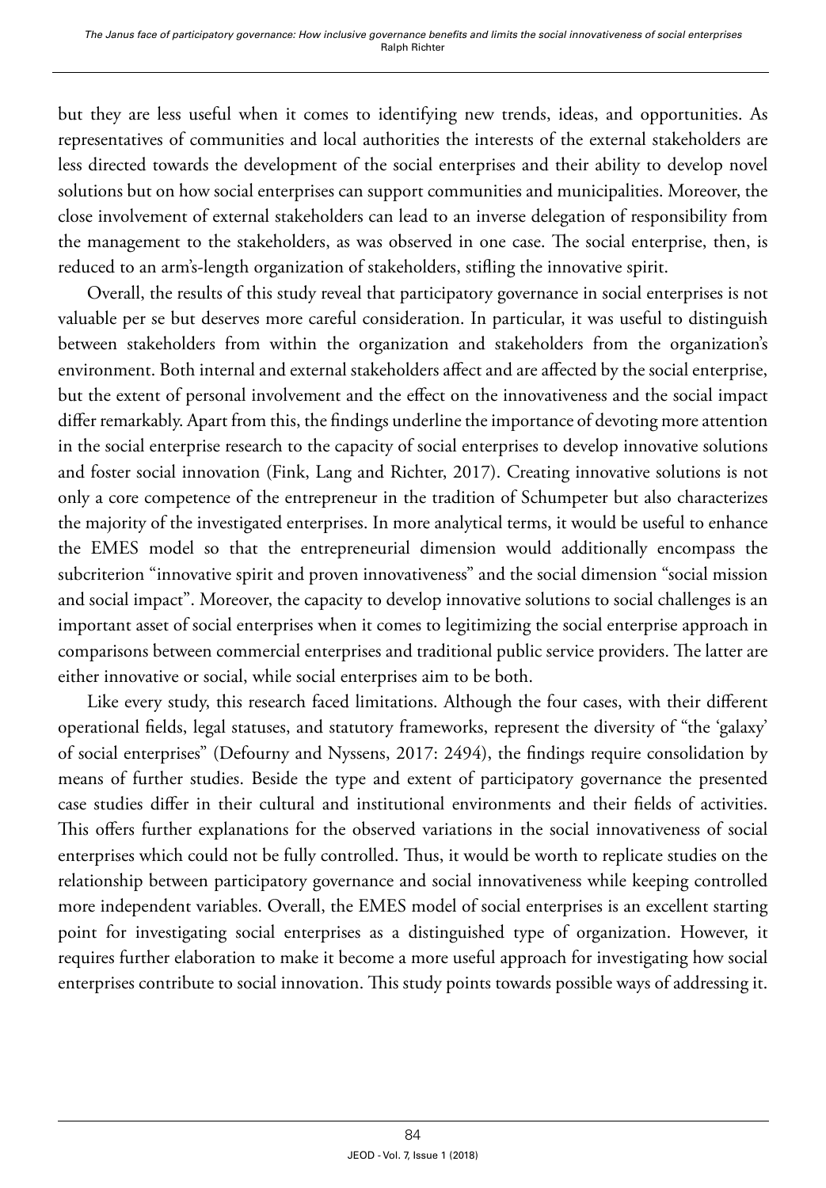but they are less useful when it comes to identifying new trends, ideas, and opportunities. As representatives of communities and local authorities the interests of the external stakeholders are less directed towards the development of the social enterprises and their ability to develop novel solutions but on how social enterprises can support communities and municipalities. Moreover, the close involvement of external stakeholders can lead to an inverse delegation of responsibility from the management to the stakeholders, as was observed in one case. The social enterprise, then, is reduced to an arm's-length organization of stakeholders, stifling the innovative spirit.

Overall, the results of this study reveal that participatory governance in social enterprises is not valuable per se but deserves more careful consideration. In particular, it was useful to distinguish between stakeholders from within the organization and stakeholders from the organization's environment. Both internal and external stakeholders affect and are affected by the social enterprise, but the extent of personal involvement and the effect on the innovativeness and the social impact differ remarkably. Apart from this, the findings underline the importance of devoting more attention in the social enterprise research to the capacity of social enterprises to develop innovative solutions and foster social innovation (Fink, Lang and Richter, 2017). Creating innovative solutions is not only a core competence of the entrepreneur in the tradition of Schumpeter but also characterizes the majority of the investigated enterprises. In more analytical terms, it would be useful to enhance the EMES model so that the entrepreneurial dimension would additionally encompass the subcriterion "innovative spirit and proven innovativeness" and the social dimension "social mission and social impact". Moreover, the capacity to develop innovative solutions to social challenges is an important asset of social enterprises when it comes to legitimizing the social enterprise approach in comparisons between commercial enterprises and traditional public service providers. The latter are either innovative or social, while social enterprises aim to be both.

Like every study, this research faced limitations. Although the four cases, with their different operational fields, legal statuses, and statutory frameworks, represent the diversity of "the 'galaxy' of social enterprises" (Defourny and Nyssens, 2017: 2494), the findings require consolidation by means of further studies. Beside the type and extent of participatory governance the presented case studies differ in their cultural and institutional environments and their fields of activities. This offers further explanations for the observed variations in the social innovativeness of social enterprises which could not be fully controlled. Thus, it would be worth to replicate studies on the relationship between participatory governance and social innovativeness while keeping controlled more independent variables. Overall, the EMES model of social enterprises is an excellent starting point for investigating social enterprises as a distinguished type of organization. However, it requires further elaboration to make it become a more useful approach for investigating how social enterprises contribute to social innovation. This study points towards possible ways of addressing it.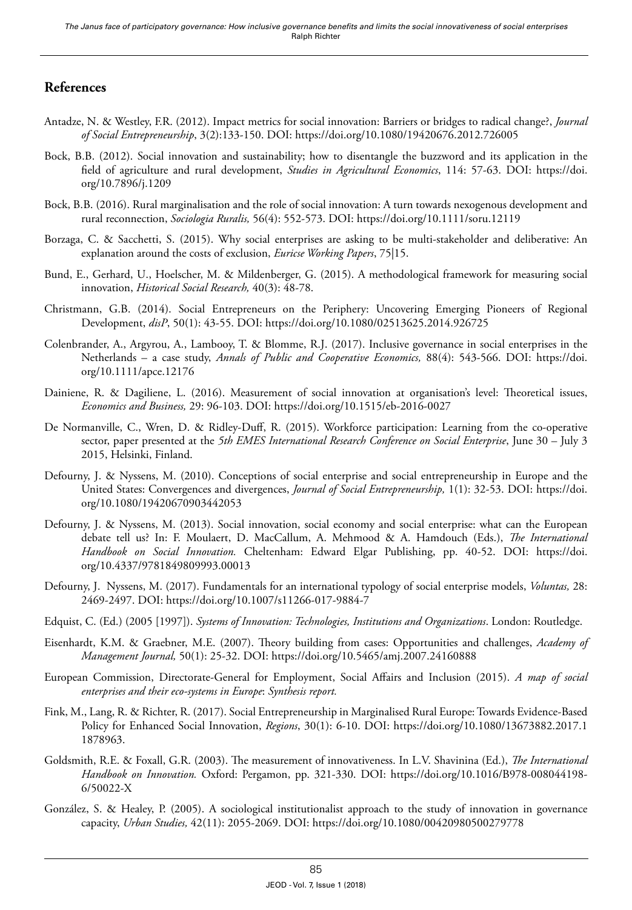## References

Antadze, N. & Westley, F.R. (2012). Impact metrics for social innovation: Barriers or bridges to radical change?, *Journal of Social Entrepreneurship*, 3(2):133-150. DOI: https://doi.org/10.1080/19420676.2012.726005

Bock, B.B. (2012). Social innovation and sustainability; how to disentangle the buzzword and its application in the field of agriculture and rural development, *Studies in Agricultural Economics*, 114: 57-63. DOI: https://doi.org/10.7896/j.1209

Bock, B.B. (2016). Rural marginalisation and the role of social innovation: A turn towards nexogenous development and rural reconnection, *Sociologia Ruralis,* 56(4): 552-573. DOI: https://doi.org/10.1111/soru.12119

Borzaga, C. & Sacchetti, S. (2015). Why social enterprises are asking to be multi-stakeholder and deliberative: An explanation around the costs of exclusion, *Euricse Working Papers*, 75|15.

Bund, E., Gerhard, U., Hoelscher, M. & Mildenberger, G. (2015). A methodological framework for measuring social innovation, *Historical Social Research,* 40(3): 48-78.

Christmann, G.B. (2014). Social Entrepreneurs on the Periphery: Uncovering Emerging Pioneers of Regional Development, *disP*, 50(1): 43-55. DOI: https://doi.org/10.1080/02513625.2014.926725

Colenbrander, A., Argyrou, A., Lambooy, T. & Blomme, R.J. (2017). Inclusive governance in social enterprises in the Netherlands – a case study, *Annals of Public and Cooperative Economics,* 88(4): 543-566. DOI: https://doi.org/10.1111/apce.12176

Dainiene, R. & Dagiliene, L. (2016). Measurement of social innovation at organisation's level: Theoretical issues, *Economics and Business,* 29: 96-103. DOI: https://doi.org/10.1515/eb-2016-0027

De Normanville, C., Wren, D. & Ridley-Duff, R. (2015). Workforce participation: Learning from the co-operative sector, paper presented at the *5th EMES International Research Conference on Social Enterprise*, June 30 – July 3 2015, Helsinki, Finland.

Defourny, J. & Nyssens, M. (2010). Conceptions of social enterprise and social entrepreneurship in Europe and the United States: Convergences and divergences, *Journal of Social Entrepreneurship,* 1(1): 32-53. DOI: https://doi.org/10.1080/19420670903442053

Defourny, J. & Nyssens, M. (2013). Social innovation, social economy and social enterprise: what can the European debate tell us? In: F. Moulaert, D. MacCallum, A. Mehmood & A. Hamdouch (Eds.), *The International Handbook on Social Innovation.* Cheltenham: Edward Elgar Publishing, pp. 40-52. DOI: https://doi.org/10.4337/9781849809993.00013

Defourny, J. Nyssens, M. (2017). Fundamentals for an international typology of social enterprise models, *Voluntas,* 28: 2469-2497. DOI: https://doi.org/10.1007/s11266-017-9884-7

Edquist, C. (Ed.) (2005 [1997]). *Systems of Innovation: Technologies, Institutions and Organizations*. London: Routledge.

Eisenhardt, K.M. & Graebner, M.E. (2007). Theory building from cases: Opportunities and challenges, *Academy of Management Journal,* 50(1): 25-32. DOI: https://doi.org/10.5465/amj.2007.24160888

European Commission, Directorate-General for Employment, Social Affairs and Inclusion (2015). *A map of social enterprises and their eco-systems in Europe*: *Synthesis report.*

Fink, M., Lang, R. & Richter, R. (2017). Social Entrepreneurship in Marginalised Rural Europe: Towards Evidence-Based Policy for Enhanced Social Innovation, *Regions*, 30(1): 6-10. DOI: https://doi.org/10.1080/13673882.2017.11878963.

Goldsmith, R.E. & Foxall, G.R. (2003). The measurement of innovativeness. In L.V. Shavinina (Ed.), *The International Handbook on Innovation.* Oxford: Pergamon, pp. 321-330. DOI: https://doi.org/10.1016/B978-008044198-6/50022-X

González, S. & Healey, P. (2005). A sociological institutionalist approach to the study of innovation in governance capacity, *Urban Studies,* 42(11): 2055-2069. DOI: https://doi.org/10.1080/00420980500279778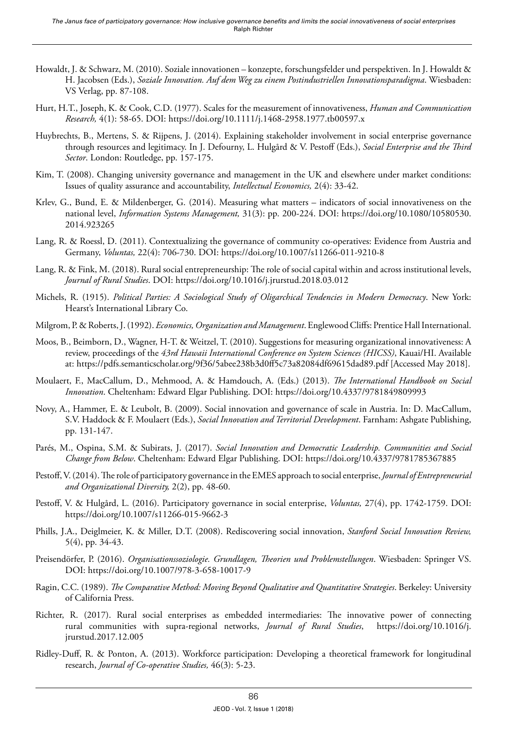Howaldt, J. & Schwarz, M. (2010). Soziale innovationen – konzepte, forschungsfelder und perspektiven. In J. Howaldt & H. Jacobsen (Eds.), *Soziale Innovation. Auf dem Weg zu einem Postindustriellen Innovationsparadigma*. Wiesbaden: VS Verlag, pp. 87-108.

Hurt, H.T., Joseph, K. & Cook, C.D. (1977). Scales for the measurement of innovativeness, *Human and Communication Research,* 4(1): 58-65. DOI: https://doi.org/10.1111/j.1468-2958.1977.tb00597.x

Huybrechts, B., Mertens, S. & Rijpens, J. (2014). Explaining stakeholder involvement in social enterprise governance through resources and legitimacy. In J. Defourny, L. Hulgård & V. Pestoff (Eds.), *Social Enterprise and the Third Sector*. London: Routledge, pp. 157-175.

Kim, T. (2008). Changing university governance and management in the UK and elsewhere under market conditions: Issues of quality assurance and accountability, *Intellectual Economics,* 2(4): 33-42.

Krlev, G., Bund, E. & Mildenberger, G. (2014). Measuring what matters – indicators of social innovativeness on the national level, *Information Systems Management,* 31(3): pp. 200-224. DOI: https://doi.org/10.1080/10580530.2014.923265

Lang, R. & Roessl, D. (2011). Contextualizing the governance of community co-operatives: Evidence from Austria and Germany, *Voluntas,* 22(4): 706-730. DOI: https://doi.org/10.1007/s11266-011-9210-8

Lang, R. & Fink, M. (2018). Rural social entrepreneurship: The role of social capital within and across institutional levels, *Journal of Rural Studies*. DOI: https://doi.org/10.1016/j.jrurstud.2018.03.012

Michels, R. (1915). *Political Parties: A Sociological Study of Oligarchical Tendencies in Modern Democracy*. New York: Hearst's International Library Co.

Milgrom, P. & Roberts, J. (1992). *Economics, Organization and Management*. Englewood Cliffs: Prentice Hall International.

Moos, B., Beimborn, D., Wagner, H-T. & Weitzel, T. (2010). Suggestions for measuring organizational innovativeness: A review, proceedings of the *43rd Hawaii International Conference on System Sciences (HICSS)*, Kauai/HI. Available at: https://pdfs.semanticscholar.org/9f36/5abee238b3d0ff5c73a82084df69615dad89.pdf [Accessed May 2018].

Moulaert, F., MacCallum, D., Mehmood, A. & Hamdouch, A. (Eds.) (2013). *The International Handbook on Social Innovation*. Cheltenham: Edward Elgar Publishing. DOI: https://doi.org/10.4337/9781849809993

Novy, A., Hammer, E. & Leubolt, B. (2009). Social innovation and governance of scale in Austria. In: D. MacCallum, S.V. Haddock & F. Moulaert (Eds.), *Social Innovation and Territorial Development*. Farnham: Ashgate Publishing, pp. 131-147.

Parés, M., Ospina, S.M. & Subirats, J. (2017). *Social Innovation and Democratic Leadership. Communities and Social Change from Below*. Cheltenham: Edward Elgar Publishing. DOI: https://doi.org/10.4337/9781785367885

Pestoff, V. (2014). The role of participatory governance in the EMES approach to social enterprise, *Journal of Entrepreneurial and Organizational Diversity,* 2(2), pp. 48-60.

Pestoff, V. & Hulgård, L. (2016). Participatory governance in social enterprise, *Voluntas,* 27(4), pp. 1742-1759. DOI: https://doi.org/10.1007/s11266-015-9662-3

Phills, J.A., Deiglmeier, K. & Miller, D.T. (2008). Rediscovering social innovation, *Stanford Social Innovation Review,* 5(4), pp. 34-43.

Preisendörfer, P. (2016). *Organisationssoziologie. Grundlagen, Theorien und Problemstellungen*. Wiesbaden: Springer VS. DOI: https://doi.org/10.1007/978-3-658-10017-9

Ragin, C.C. (1989). *The Comparative Method: Moving Beyond Qualitative and Quantitative Strategies*. Berkeley: University of California Press.

Richter, R. (2017). Rural social enterprises as embedded intermediaries: The innovative power of connecting rural communities with supra-regional networks, *Journal of Rural Studies*, https://doi.org/10.1016/j.jrurstud.2017.12.005

Ridley-Duff, R. & Ponton, A. (2013). Workforce participation: Developing a theoretical framework for longitudinal research, *Journal of Co-operative Studies,* 46(3): 5-23.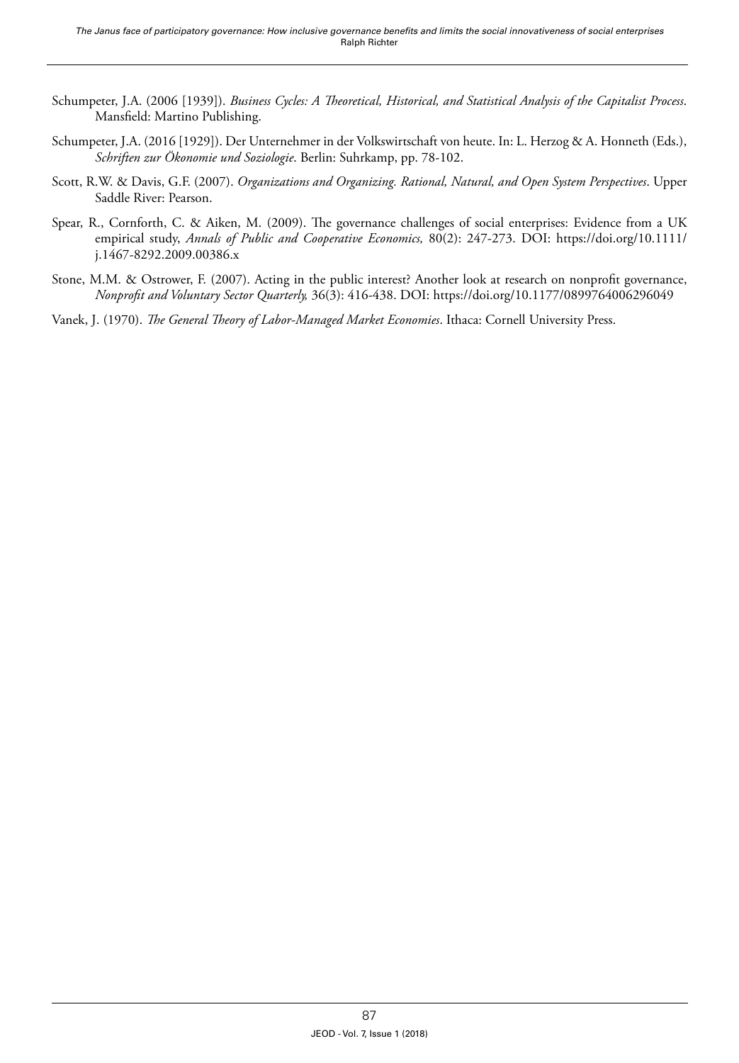Schumpeter, J.A. (2006 [1939]). *Business Cycles: A Theoretical, Historical, and Statistical Analysis of the Capitalist Process*. Mansfield: Martino Publishing.

Schumpeter, J.A. (2016 [1929]). Der Unternehmer in der Volkswirtschaft von heute. In: L. Herzog & A. Honneth (Eds.), *Schriften zur Ökonomie und Soziologie*. Berlin: Suhrkamp, pp. 78-102.

Scott, R.W. & Davis, G.F. (2007). *Organizations and Organizing. Rational, Natural, and Open System Perspectives*. Upper Saddle River: Pearson.

Spear, R., Cornforth, C. & Aiken, M. (2009). The governance challenges of social enterprises: Evidence from a UK empirical study, *Annals of Public and Cooperative Economics,* 80(2): 247-273. DOI: https://doi.org/10.1111/j.1467-8292.2009.00386.x

Stone, M.M. & Ostrower, F. (2007). Acting in the public interest? Another look at research on nonprofit governance, *Nonprofit and Voluntary Sector Quarterly,* 36(3): 416-438. DOI: https://doi.org/10.1177/0899764006296049

Vanek, J. (1970). *The General Theory of Labor-Managed Market Economies*. Ithaca: Cornell University Press.